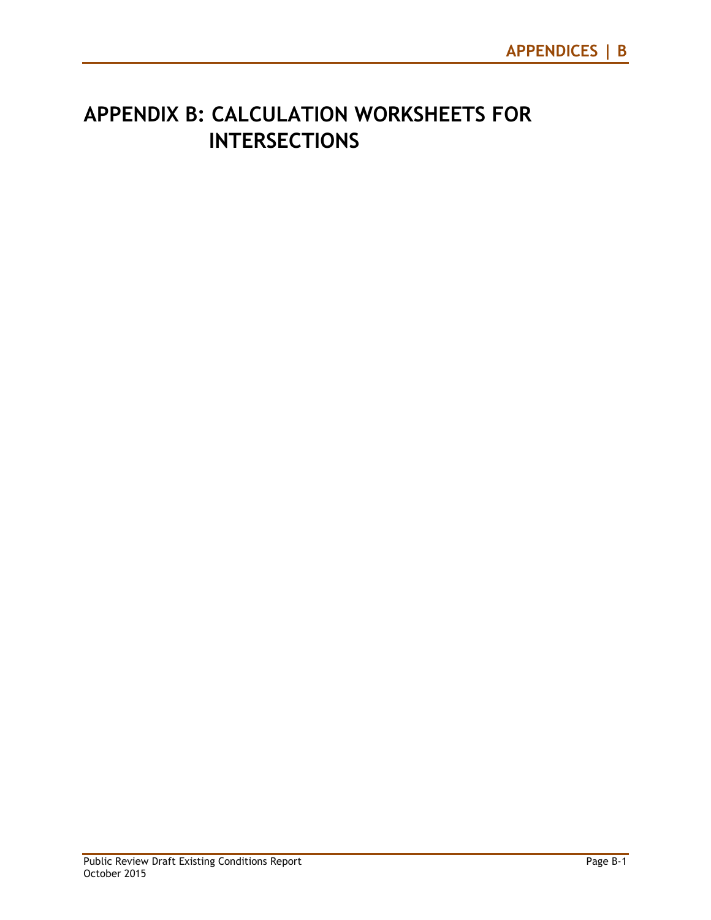# APPENDIX B: CALCULATION WORKSHEETS FOR INTERSECTIONS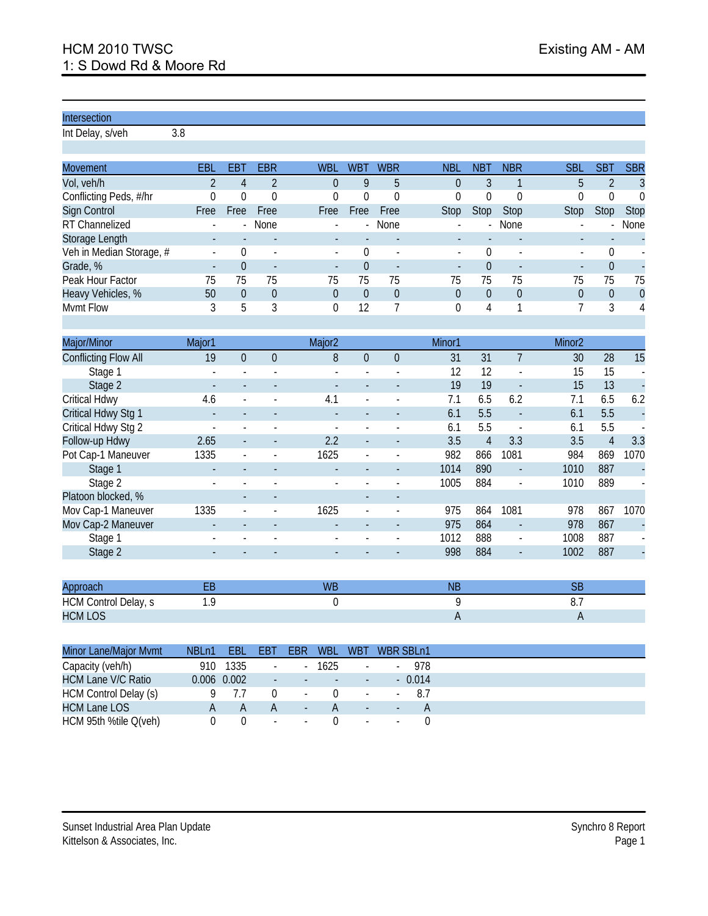# HCM 2010 TWSC
## 1: S Dowd Rd & Moore Rd

Existing AM - AM

| Intersection | | | | | | | | | | | | |
|---|---|---|---|---|---|---|---|---|---|---|---|---|
| Int Delay, s/veh | 3.8 | | | | | | | | | | | |

| Movement | EBL | EBT | EBR | WBL | WBT | WBR | NBL | NBT | NBR | SBL | SBT | SBR |
|---|---|---|---|---|---|---|---|---|---|---|---|---|
| Vol, veh/h | 2 | 4 | 2 | 0 | 9 | 5 | 0 | 3 | 1 | 5 | 2 | 3 |
| Conflicting Peds, #/hr | 0 | 0 | 0 | 0 | 0 | 0 | 0 | 0 | 0 | 0 | 0 | 0 |
| Sign Control | Free | Free | Free | Free | Free | Free | Stop | Stop | Stop | Stop | Stop | Stop |
| RT Channelized | - | - | None | - | - | None | - | - | None | - | - | None |
| Storage Length | - | - | - | - | - | - | - | - | - | - | - | - |
| Veh in Median Storage, # | - | 0 | - | - | 0 | - | - | 0 | - | - | 0 | - |
| Grade, % | - | 0 | - | - | 0 | - | - | 0 | - | - | 0 | - |
| Peak Hour Factor | 75 | 75 | 75 | 75 | 75 | 75 | 75 | 75 | 75 | 75 | 75 | 75 |
| Heavy Vehicles, % | 50 | 0 | 0 | 0 | 0 | 0 | 0 | 0 | 0 | 0 | 0 | 0 |
| Mvmt Flow | 3 | 5 | 3 | 0 | 12 | 7 | 0 | 4 | 1 | 7 | 3 | 4 |

| Major/Minor | Major1 | | | Major2 | | | Minor1 | | | Minor2 | | |
|---|---|---|---|---|---|---|---|---|---|---|---|---|
| Conflicting Flow All | 19 | 0 | 0 | 8 | 0 | 0 | 31 | 31 | 7 | 30 | 28 | 15 |
| Stage 1 | - | - | - | - | - | - | 12 | 12 | - | 15 | 15 | - |
| Stage 2 | - | - | - | - | - | - | 19 | 19 | - | 15 | 13 | - |
| Critical Hdwy | 4.6 | - | - | 4.1 | - | - | 7.1 | 6.5 | 6.2 | 7.1 | 6.5 | 6.2 |
| Critical Hdwy Stg 1 | - | - | - | - | - | - | 6.1 | 5.5 | - | 6.1 | 5.5 | - |
| Critical Hdwy Stg 2 | - | - | - | - | - | - | 6.1 | 5.5 | - | 6.1 | 5.5 | - |
| Follow-up Hdwy | 2.65 | - | - | 2.2 | - | - | 3.5 | 4 | 3.3 | 3.5 | 4 | 3.3 |
| Pot Cap-1 Maneuver | 1335 | - | - | 1625 | - | - | 982 | 866 | 1081 | 984 | 869 | 1070 |
| Stage 1 | - | - | - | - | - | - | 1014 | 890 | - | 1010 | 887 | - |
| Stage 2 | - | - | - | - | - | - | 1005 | 884 | - | 1010 | 889 | - |
| Platoon blocked, % | | - | - | | - | - | | | | | | |
| Mov Cap-1 Maneuver | 1335 | - | - | 1625 | - | - | 975 | 864 | 1081 | 978 | 867 | 1070 |
| Mov Cap-2 Maneuver | - | - | - | - | - | - | 975 | 864 | - | 978 | 867 | - |
| Stage 1 | - | - | - | - | - | - | 1012 | 888 | - | 1008 | 887 | - |
| Stage 2 | - | - | - | - | - | - | 998 | 884 | - | 1002 | 887 | - |

| Approach | EB | WB | NB | SB |
|---|---|---|---|---|
| HCM Control Delay, s | 1.9 | 0 | 9 | 8.7 |
| HCM LOS | | | A | A |

| Minor Lane/Major Mvmt | NBLn1 | EBL | EBT | EBR | WBL | WBT | WBR | SBLn1 |
|---|---|---|---|---|---|---|---|---|
| Capacity (veh/h) | 910 | 1335 | - | - | 1625 | - | - | 978 |
| HCM Lane V/C Ratio | 0.006 | 0.002 | - | - | - | - | - | 0.014 |
| HCM Control Delay (s) | 9 | 7.7 | 0 | - | 0 | - | - | 8.7 |
| HCM Lane LOS | A | A | A | - | A | - | - | A |
| HCM 95th %tile Q(veh) | 0 | 0 | - | - | 0 | - | - | 0 |

Sunset Industrial Area Plan Update
Kittelson & Associates, Inc.

Synchro 8 Report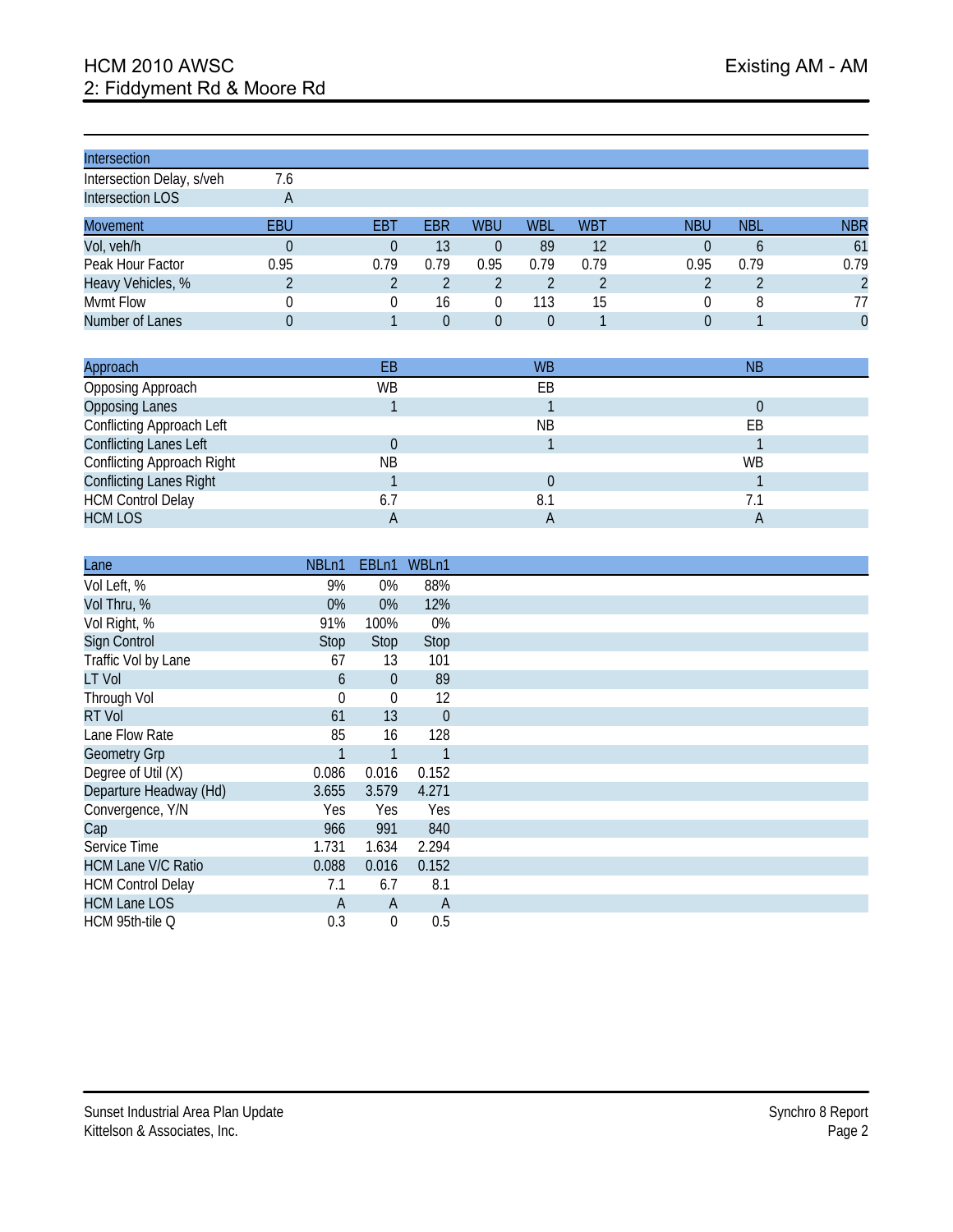# HCM 2010 AWSC

## 2: Fiddyment Rd & Moore Rd

Existing AM - AM

| Intersection | |
|---|---|
| Intersection Delay, s/veh | 7.6 |
| Intersection LOS | A |

| Movement | EBU | EBT | EBR | WBU | WBL | WBT | NBU | NBL | NBR |
|---|---|---|---|---|---|---|---|---|---|
| Vol, veh/h | 0 | 0 | 13 | 0 | 89 | 12 | 0 | 6 | 61 |
| Peak Hour Factor | 0.95 | 0.79 | 0.79 | 0.95 | 0.79 | 0.79 | 0.95 | 0.79 | 0.79 |
| Heavy Vehicles, % | 2 | 2 | 2 | 2 | 2 | 2 | 2 | 2 | 2 |
| Mvmt Flow | 0 | 0 | 16 | 0 | 113 | 15 | 0 | 8 | 77 |
| Number of Lanes | 0 | 1 | 0 | 0 | 0 | 1 | 0 | 1 | 0 |

| Approach | EB | WB | NB |
|---|---|---|---|
| Opposing Approach | WB | EB | |
| Opposing Lanes | 1 | 1 | 0 |
| Conflicting Approach Left | | NB | EB |
| Conflicting Lanes Left | 0 | 1 | 1 |
| Conflicting Approach Right | NB | | WB |
| Conflicting Lanes Right | 1 | 0 | 1 |
| HCM Control Delay | 6.7 | 8.1 | 7.1 |
| HCM LOS | A | A | A |

| Lane | NBLn1 | EBLn1 | WBLn1 |
|---|---|---|---|
| Vol Left, % | 9% | 0% | 88% |
| Vol Thru, % | 0% | 0% | 12% |
| Vol Right, % | 91% | 100% | 0% |
| Sign Control | Stop | Stop | Stop |
| Traffic Vol by Lane | 67 | 13 | 101 |
| LT Vol | 6 | 0 | 89 |
| Through Vol | 0 | 0 | 12 |
| RT Vol | 61 | 13 | 0 |
| Lane Flow Rate | 85 | 16 | 128 |
| Geometry Grp | 1 | 1 | 1 |
| Degree of Util (X) | 0.086 | 0.016 | 0.152 |
| Departure Headway (Hd) | 3.655 | 3.579 | 4.271 |
| Convergence, Y/N | Yes | Yes | Yes |
| Cap | 966 | 991 | 840 |
| Service Time | 1.731 | 1.634 | 2.294 |
| HCM Lane V/C Ratio | 0.088 | 0.016 | 0.152 |
| HCM Control Delay | 7.1 | 6.7 | 8.1 |
| HCM Lane LOS | A | A | A |
| HCM 95th-tile Q | 0.3 | 0 | 0.5 |

Sunset Industrial Area Plan Update
Kittelson & Associates, Inc.

Synchro 8 Report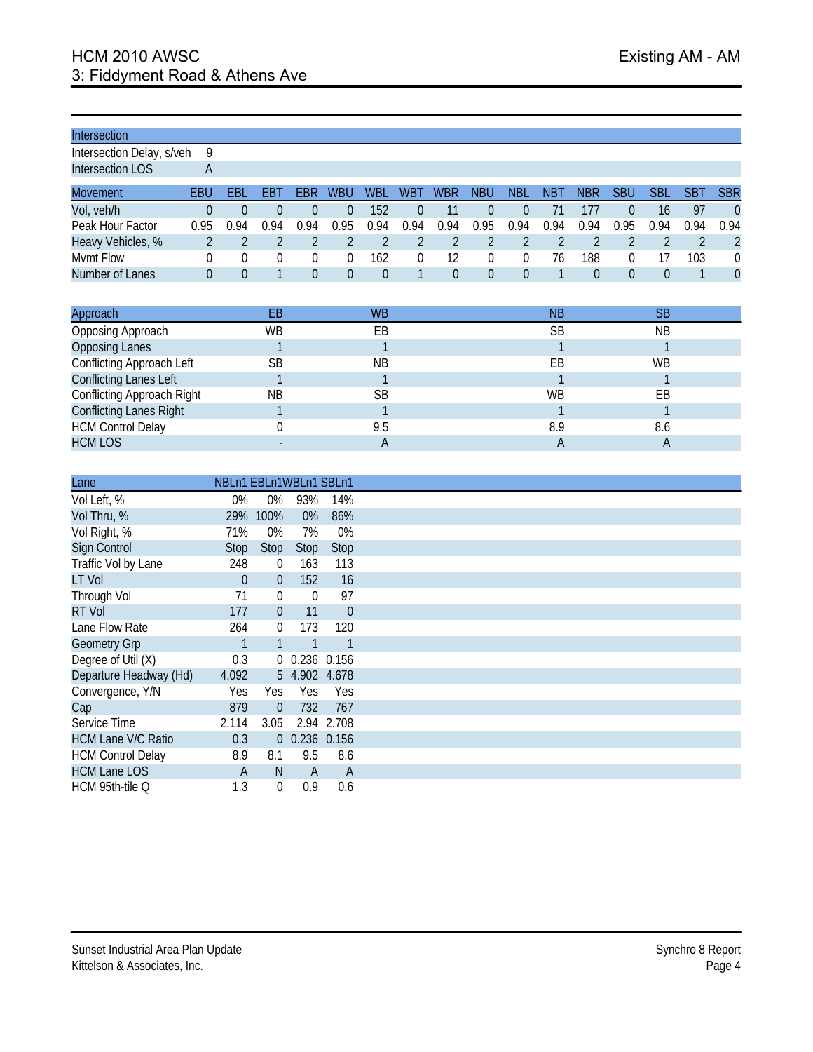# HCM 2010 AWSC — Existing AM - AM

## 3: Fiddyment Road & Athens Ave

| Intersection | |
|---|---|
| Intersection Delay, s/veh | 9 |
| Intersection LOS | A |

| Movement | EBU | EBL | EBT | EBR | WBU | WBL | WBT | WBR | NBU | NBL | NBT | NBR | SBU | SBL | SBT | SBR |
|---|---|---|---|---|---|---|---|---|---|---|---|---|---|---|---|---|
| Vol, veh/h | 0 | 0 | 0 | 0 | 0 | 152 | 0 | 11 | 0 | 0 | 71 | 177 | 0 | 16 | 97 | 0 |
| Peak Hour Factor | 0.95 | 0.94 | 0.94 | 0.94 | 0.95 | 0.94 | 0.94 | 0.94 | 0.95 | 0.94 | 0.94 | 0.94 | 0.95 | 0.94 | 0.94 | 0.94 |
| Heavy Vehicles, % | 2 | 2 | 2 | 2 | 2 | 2 | 2 | 2 | 2 | 2 | 2 | 2 | 2 | 2 | 2 | 2 |
| Mvmt Flow | 0 | 0 | 0 | 0 | 0 | 162 | 0 | 12 | 0 | 0 | 76 | 188 | 0 | 17 | 103 | 0 |
| Number of Lanes | 0 | 0 | 1 | 0 | 0 | 0 | 1 | 0 | 0 | 0 | 1 | 0 | 0 | 0 | 1 | 0 |

| Approach | EB | WB | NB | SB |
|---|---|---|---|---|
| Opposing Approach | WB | EB | SB | NB |
| Opposing Lanes | 1 | 1 | 1 | 1 |
| Conflicting Approach Left | SB | NB | EB | WB |
| Conflicting Lanes Left | 1 | 1 | 1 | 1 |
| Conflicting Approach Right | NB | SB | WB | EB |
| Conflicting Lanes Right | 1 | 1 | 1 | 1 |
| HCM Control Delay | 0 | 9.5 | 8.9 | 8.6 |
| HCM LOS | - | A | A | A |

| Lane | NBLn1 | EBLn1 | WBLn1 | SBLn1 |
|---|---|---|---|---|
| Vol Left, % | 0% | 0% | 93% | 14% |
| Vol Thru, % | 29% | 100% | 0% | 86% |
| Vol Right, % | 71% | 0% | 7% | 0% |
| Sign Control | Stop | Stop | Stop | Stop |
| Traffic Vol by Lane | 248 | 0 | 163 | 113 |
| LT Vol | 0 | 0 | 152 | 16 |
| Through Vol | 71 | 0 | 0 | 97 |
| RT Vol | 177 | 0 | 11 | 0 |
| Lane Flow Rate | 264 | 0 | 173 | 120 |
| Geometry Grp | 1 | 1 | 1 | 1 |
| Degree of Util (X) | 0.3 | 0 | 0.236 | 0.156 |
| Departure Headway (Hd) | 4.092 | 5 | 4.902 | 4.678 |
| Convergence, Y/N | Yes | Yes | Yes | Yes |
| Cap | 879 | 0 | 732 | 767 |
| Service Time | 2.114 | 3.05 | 2.94 | 2.708 |
| HCM Lane V/C Ratio | 0.3 | 0 | 0.236 | 0.156 |
| HCM Control Delay | 8.9 | 8.1 | 9.5 | 8.6 |
| HCM Lane LOS | A | N | A | A |
| HCM 95th-tile Q | 1.3 | 0 | 0.9 | 0.6 |

Sunset Industrial Area Plan Update
Kittelson & Associates, Inc.

Synchro 8 Report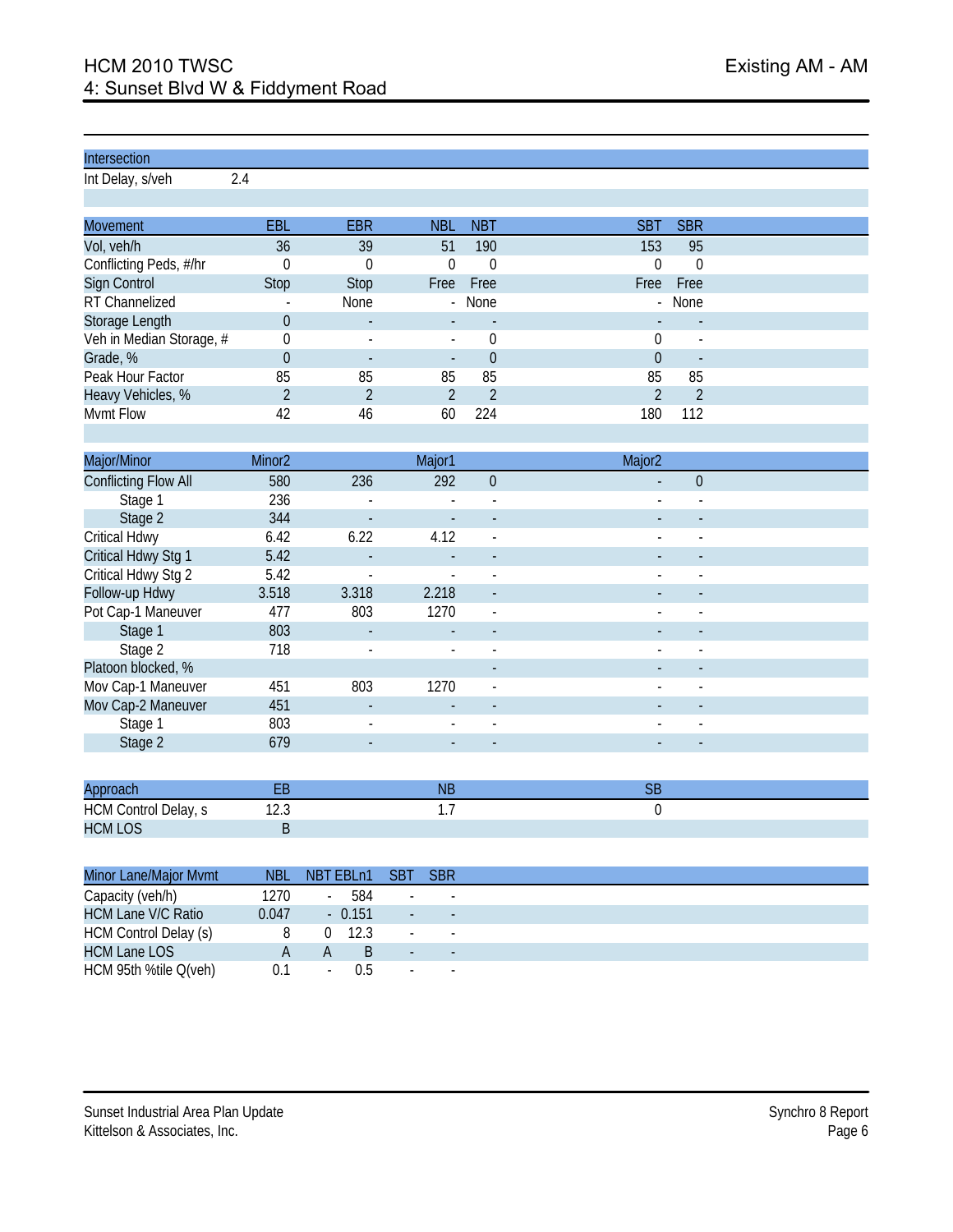# HCM 2010 TWSC
## 4: Sunset Blvd W & Fiddyment Road

Existing AM - AM

| Intersection | |
|---|---|
| Int Delay, s/veh | 2.4 |

| Movement | EBL | EBR | NBL | NBT | SBT | SBR |
|---|---|---|---|---|---|---|
| Vol, veh/h | 36 | 39 | 51 | 190 | 153 | 95 |
| Conflicting Peds, #/hr | 0 | 0 | 0 | 0 | 0 | 0 |
| Sign Control | Stop | Stop | Free | Free | Free | Free |
| RT Channelized | - | None | - | None | - | None |
| Storage Length | 0 | - | - | - | - | - |
| Veh in Median Storage, # | 0 | - | - | 0 | 0 | - |
| Grade, % | 0 | - | - | 0 | 0 | - |
| Peak Hour Factor | 85 | 85 | 85 | 85 | 85 | 85 |
| Heavy Vehicles, % | 2 | 2 | 2 | 2 | 2 | 2 |
| Mvmt Flow | 42 | 46 | 60 | 224 | 180 | 112 |

| Major/Minor | Minor2 | | Major1 | | Major2 | |
|---|---|---|---|---|---|---|
| Conflicting Flow All | 580 | 236 | 292 | 0 | - | 0 |
| Stage 1 | 236 | - | - | - | - | - |
| Stage 2 | 344 | - | - | - | - | - |
| Critical Hdwy | 6.42 | 6.22 | 4.12 | - | - | - |
| Critical Hdwy Stg 1 | 5.42 | - | - | - | - | - |
| Critical Hdwy Stg 2 | 5.42 | - | - | - | - | - |
| Follow-up Hdwy | 3.518 | 3.318 | 2.218 | - | - | - |
| Pot Cap-1 Maneuver | 477 | 803 | 1270 | - | - | - |
| Stage 1 | 803 | - | - | - | - | - |
| Stage 2 | 718 | - | - | - | - | - |
| Platoon blocked, % | | | | - | - | - |
| Mov Cap-1 Maneuver | 451 | 803 | 1270 | - | - | - |
| Mov Cap-2 Maneuver | 451 | - | - | - | - | - |
| Stage 1 | 803 | - | - | - | - | - |
| Stage 2 | 679 | - | - | - | - | - |

| Approach | EB | NB | SB |
|---|---|---|---|
| HCM Control Delay, s | 12.3 | 1.7 | 0 |
| HCM LOS | B | | |

| Minor Lane/Major Mvmt | NBL | NBT | EBLn1 | SBT | SBR |
|---|---|---|---|---|---|
| Capacity (veh/h) | 1270 | - | 584 | - | - |
| HCM Lane V/C Ratio | 0.047 | - | 0.151 | - | - |
| HCM Control Delay (s) | 8 | 0 | 12.3 | - | - |
| HCM Lane LOS | A | A | B | - | - |
| HCM 95th %tile Q(veh) | 0.1 | - | 0.5 | - | - |

Sunset Industrial Area Plan Update
Kittelson & Associates, Inc.

Synchro 8 Report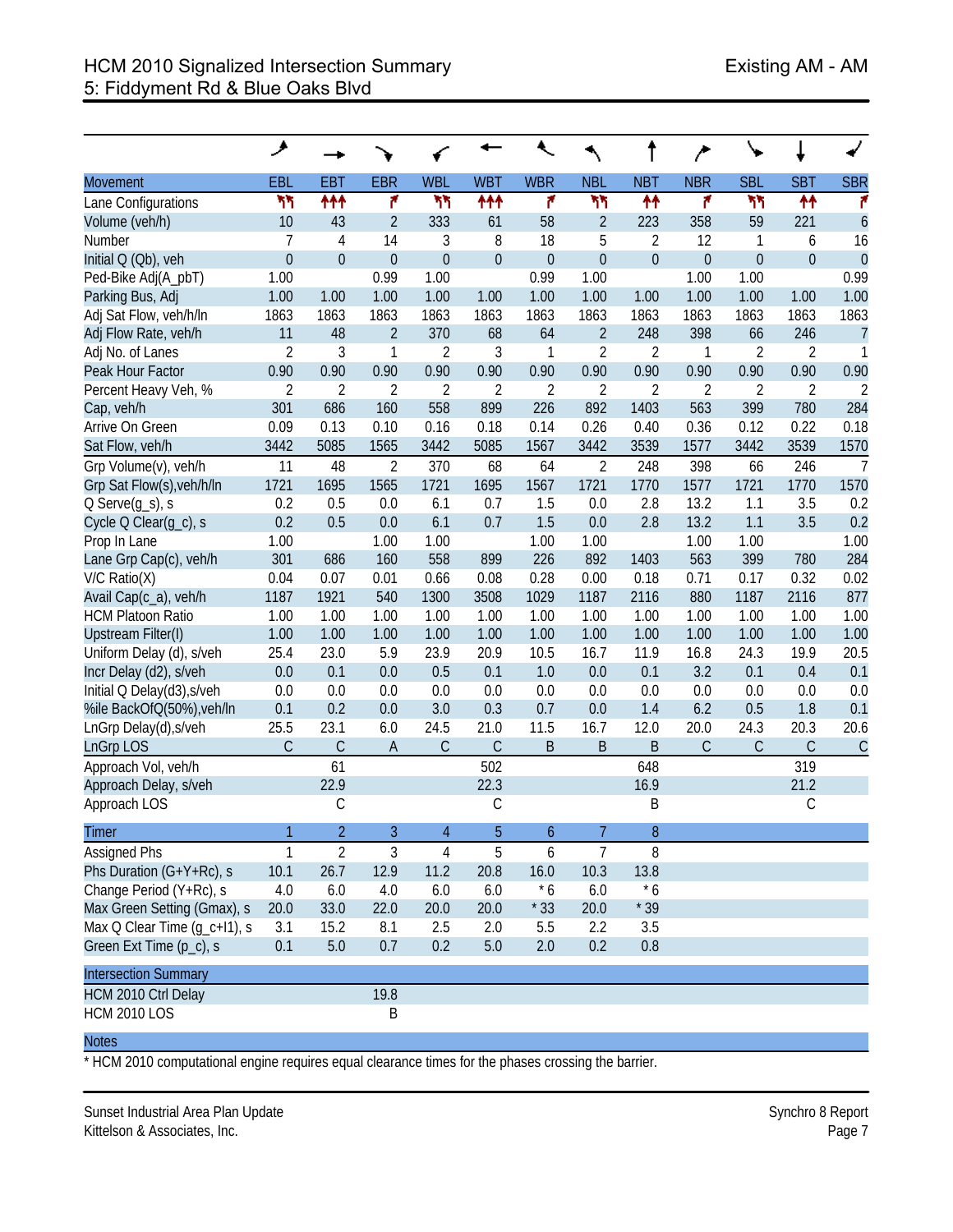# HCM 2010 Signalized Intersection Summary
## 5: Fiddyment Rd & Blue Oaks Blvd

Existing AM - AM

| Movement | EBL | EBT | EBR | WBL | WBT | WBR | NBL | NBT | NBR | SBL | SBT | SBR |
|---|---|---|---|---|---|---|---|---|---|---|---|---|
| Lane Configurations | ↰↰ | ↑↑↑ | ↱ | ↰↰ | ↑↑↑ | ↱ | ↰↰ | ↑↑ | ↱ | ↰↰ | ↑↑ | ↱ |
| Volume (veh/h) | 10 | 43 | 2 | 333 | 61 | 58 | 2 | 223 | 358 | 59 | 221 | 6 |
| Number | 7 | 4 | 14 | 3 | 8 | 18 | 5 | 2 | 12 | 1 | 6 | 16 |
| Initial Q (Qb), veh | 0 | 0 | 0 | 0 | 0 | 0 | 0 | 0 | 0 | 0 | 0 | 0 |
| Ped-Bike Adj(A_pbT) | 1.00 | | 0.99 | 1.00 | | 0.99 | 1.00 | | 1.00 | 1.00 | | 0.99 |
| Parking Bus, Adj | 1.00 | 1.00 | 1.00 | 1.00 | 1.00 | 1.00 | 1.00 | 1.00 | 1.00 | 1.00 | 1.00 | 1.00 |
| Adj Sat Flow, veh/h/ln | 1863 | 1863 | 1863 | 1863 | 1863 | 1863 | 1863 | 1863 | 1863 | 1863 | 1863 | 1863 |
| Adj Flow Rate, veh/h | 11 | 48 | 2 | 370 | 68 | 64 | 2 | 248 | 398 | 66 | 246 | 7 |
| Adj No. of Lanes | 2 | 3 | 1 | 2 | 3 | 1 | 2 | 2 | 1 | 2 | 2 | 1 |
| Peak Hour Factor | 0.90 | 0.90 | 0.90 | 0.90 | 0.90 | 0.90 | 0.90 | 0.90 | 0.90 | 0.90 | 0.90 | 0.90 |
| Percent Heavy Veh, % | 2 | 2 | 2 | 2 | 2 | 2 | 2 | 2 | 2 | 2 | 2 | 2 |
| Cap, veh/h | 301 | 686 | 160 | 558 | 899 | 226 | 892 | 1403 | 563 | 399 | 780 | 284 |
| Arrive On Green | 0.09 | 0.13 | 0.10 | 0.16 | 0.18 | 0.14 | 0.26 | 0.40 | 0.36 | 0.12 | 0.22 | 0.18 |
| Sat Flow, veh/h | 3442 | 5085 | 1565 | 3442 | 5085 | 1567 | 3442 | 3539 | 1577 | 3442 | 3539 | 1570 |
| Grp Volume(v), veh/h | 11 | 48 | 2 | 370 | 68 | 64 | 2 | 248 | 398 | 66 | 246 | 7 |
| Grp Sat Flow(s),veh/h/ln | 1721 | 1695 | 1565 | 1721 | 1695 | 1567 | 1721 | 1770 | 1577 | 1721 | 1770 | 1570 |
| Q Serve(g_s), s | 0.2 | 0.5 | 0.0 | 6.1 | 0.7 | 1.5 | 0.0 | 2.8 | 13.2 | 1.1 | 3.5 | 0.2 |
| Cycle Q Clear(g_c), s | 0.2 | 0.5 | 0.0 | 6.1 | 0.7 | 1.5 | 0.0 | 2.8 | 13.2 | 1.1 | 3.5 | 0.2 |
| Prop In Lane | 1.00 | | 1.00 | 1.00 | | 1.00 | 1.00 | | 1.00 | 1.00 | | 1.00 |
| Lane Grp Cap(c), veh/h | 301 | 686 | 160 | 558 | 899 | 226 | 892 | 1403 | 563 | 399 | 780 | 284 |
| V/C Ratio(X) | 0.04 | 0.07 | 0.01 | 0.66 | 0.08 | 0.28 | 0.00 | 0.18 | 0.71 | 0.17 | 0.32 | 0.02 |
| Avail Cap(c_a), veh/h | 1187 | 1921 | 540 | 1300 | 3508 | 1029 | 1187 | 2116 | 880 | 1187 | 2116 | 877 |
| HCM Platoon Ratio | 1.00 | 1.00 | 1.00 | 1.00 | 1.00 | 1.00 | 1.00 | 1.00 | 1.00 | 1.00 | 1.00 | 1.00 |
| Upstream Filter(I) | 1.00 | 1.00 | 1.00 | 1.00 | 1.00 | 1.00 | 1.00 | 1.00 | 1.00 | 1.00 | 1.00 | 1.00 |
| Uniform Delay (d), s/veh | 25.4 | 23.0 | 5.9 | 23.9 | 20.9 | 10.5 | 16.7 | 11.9 | 16.8 | 24.3 | 19.9 | 20.5 |
| Incr Delay (d2), s/veh | 0.0 | 0.1 | 0.0 | 0.5 | 0.1 | 1.0 | 0.0 | 0.1 | 3.2 | 0.1 | 0.4 | 0.1 |
| Initial Q Delay(d3),s/veh | 0.0 | 0.0 | 0.0 | 0.0 | 0.0 | 0.0 | 0.0 | 0.0 | 0.0 | 0.0 | 0.0 | 0.0 |
| %ile BackOfQ(50%),veh/ln | 0.1 | 0.2 | 0.0 | 3.0 | 0.3 | 0.7 | 0.0 | 1.4 | 6.2 | 0.5 | 1.8 | 0.1 |
| LnGrp Delay(d),s/veh | 25.5 | 23.1 | 6.0 | 24.5 | 21.0 | 11.5 | 16.7 | 12.0 | 20.0 | 24.3 | 20.3 | 20.6 |
| LnGrp LOS | C | C | A | C | C | B | B | B | C | C | C | C |
| Approach Vol, veh/h | | 61 | | | 502 | | | 648 | | | 319 | |
| Approach Delay, s/veh | | 22.9 | | | 22.3 | | | 16.9 | | | 21.2 | |
| Approach LOS | | C | | | C | | | B | | | C | |

| Timer | 1 | 2 | 3 | 4 | 5 | 6 | 7 | 8 |
|---|---|---|---|---|---|---|---|---|
| Assigned Phs | 1 | 2 | 3 | 4 | 5 | 6 | 7 | 8 |
| Phs Duration (G+Y+Rc), s | 10.1 | 26.7 | 12.9 | 11.2 | 20.8 | 16.0 | 10.3 | 13.8 |
| Change Period (Y+Rc), s | 4.0 | 6.0 | 4.0 | 6.0 | 6.0 | * 6 | 6.0 | * 6 |
| Max Green Setting (Gmax), s | 20.0 | 33.0 | 22.0 | 20.0 | 20.0 | * 33 | 20.0 | * 39 |
| Max Q Clear Time (g_c+I1), s | 3.1 | 15.2 | 8.1 | 2.5 | 2.0 | 5.5 | 2.2 | 3.5 |
| Green Ext Time (p_c), s | 0.1 | 5.0 | 0.7 | 0.2 | 5.0 | 2.0 | 0.2 | 0.8 |

| Intersection Summary | |
|---|---|
| HCM 2010 Ctrl Delay | 19.8 |
| HCM 2010 LOS | B |

**Notes**

* HCM 2010 computational engine requires equal clearance times for the phases crossing the barrier.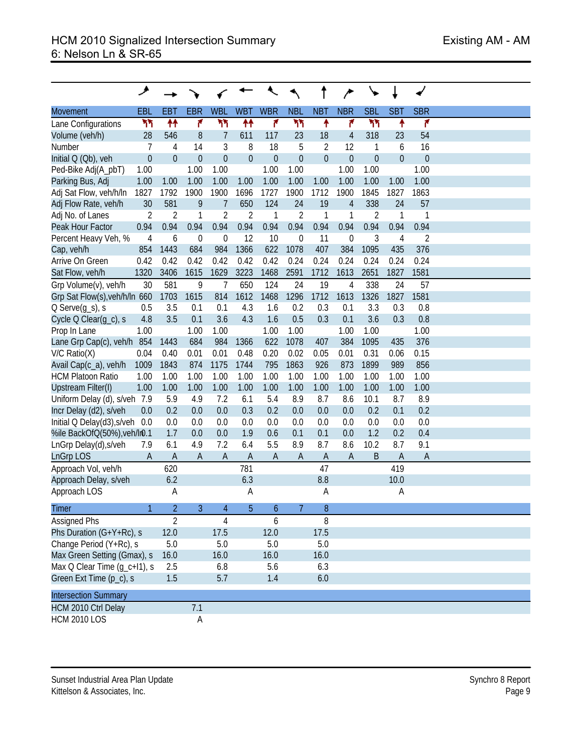# HCM 2010 Signalized Intersection Summary
## 6: Nelson Ln & SR-65

Existing AM - AM

| Movement | EBL | EBT | EBR | WBL | WBT | WBR | NBL | NBT | NBR | SBL | SBT | SBR |
|---|---|---|---|---|---|---|---|---|---|---|---|---|
| Lane Configurations | ↰↰ | ↑↑ | ↱ | ↰↰ | ↑↑ | ↱ | ↰↰ | ↑ | ↱ | ↰↰ | ↑ | ↱ |
| Volume (veh/h) | 28 | 546 | 8 | 7 | 611 | 117 | 23 | 18 | 4 | 318 | 23 | 54 |
| Number | 7 | 4 | 14 | 3 | 8 | 18 | 5 | 2 | 12 | 1 | 6 | 16 |
| Initial Q (Qb), veh | 0 | 0 | 0 | 0 | 0 | 0 | 0 | 0 | 0 | 0 | 0 | 0 |
| Ped-Bike Adj(A_pbT) | 1.00 | | 1.00 | 1.00 | | 1.00 | 1.00 | | 1.00 | 1.00 | | 1.00 |
| Parking Bus, Adj | 1.00 | 1.00 | 1.00 | 1.00 | 1.00 | 1.00 | 1.00 | 1.00 | 1.00 | 1.00 | 1.00 | 1.00 |
| Adj Sat Flow, veh/h/ln | 1827 | 1792 | 1900 | 1900 | 1696 | 1727 | 1900 | 1712 | 1900 | 1845 | 1827 | 1863 |
| Adj Flow Rate, veh/h | 30 | 581 | 9 | 7 | 650 | 124 | 24 | 19 | 4 | 338 | 24 | 57 |
| Adj No. of Lanes | 2 | 2 | 1 | 2 | 2 | 1 | 2 | 1 | 1 | 2 | 1 | 1 |
| Peak Hour Factor | 0.94 | 0.94 | 0.94 | 0.94 | 0.94 | 0.94 | 0.94 | 0.94 | 0.94 | 0.94 | 0.94 | 0.94 |
| Percent Heavy Veh, % | 4 | 6 | 0 | 0 | 12 | 10 | 0 | 11 | 0 | 3 | 4 | 2 |
| Cap, veh/h | 854 | 1443 | 684 | 984 | 1366 | 622 | 1078 | 407 | 384 | 1095 | 435 | 376 |
| Arrive On Green | 0.42 | 0.42 | 0.42 | 0.42 | 0.42 | 0.42 | 0.24 | 0.24 | 0.24 | 0.24 | 0.24 | 0.24 |
| Sat Flow, veh/h | 1320 | 3406 | 1615 | 1629 | 3223 | 1468 | 2591 | 1712 | 1613 | 2651 | 1827 | 1581 |
| Grp Volume(v), veh/h | 30 | 581 | 9 | 7 | 650 | 124 | 24 | 19 | 4 | 338 | 24 | 57 |
| Grp Sat Flow(s),veh/h/ln | 660 | 1703 | 1615 | 814 | 1612 | 1468 | 1296 | 1712 | 1613 | 1326 | 1827 | 1581 |
| Q Serve(g_s), s | 0.5 | 3.5 | 0.1 | 0.1 | 4.3 | 1.6 | 0.2 | 0.3 | 0.1 | 3.3 | 0.3 | 0.8 |
| Cycle Q Clear(g_c), s | 4.8 | 3.5 | 0.1 | 3.6 | 4.3 | 1.6 | 0.5 | 0.3 | 0.1 | 3.6 | 0.3 | 0.8 |
| Prop In Lane | 1.00 | | 1.00 | 1.00 | | 1.00 | 1.00 | | 1.00 | 1.00 | | 1.00 |
| Lane Grp Cap(c), veh/h | 854 | 1443 | 684 | 984 | 1366 | 622 | 1078 | 407 | 384 | 1095 | 435 | 376 |
| V/C Ratio(X) | 0.04 | 0.40 | 0.01 | 0.01 | 0.48 | 0.20 | 0.02 | 0.05 | 0.01 | 0.31 | 0.06 | 0.15 |
| Avail Cap(c_a), veh/h | 1009 | 1843 | 874 | 1175 | 1744 | 795 | 1863 | 926 | 873 | 1899 | 989 | 856 |
| HCM Platoon Ratio | 1.00 | 1.00 | 1.00 | 1.00 | 1.00 | 1.00 | 1.00 | 1.00 | 1.00 | 1.00 | 1.00 | 1.00 |
| Upstream Filter(I) | 1.00 | 1.00 | 1.00 | 1.00 | 1.00 | 1.00 | 1.00 | 1.00 | 1.00 | 1.00 | 1.00 | 1.00 |
| Uniform Delay (d), s/veh | 7.9 | 5.9 | 4.9 | 7.2 | 6.1 | 5.4 | 8.9 | 8.7 | 8.6 | 10.1 | 8.7 | 8.9 |
| Incr Delay (d2), s/veh | 0.0 | 0.2 | 0.0 | 0.0 | 0.3 | 0.2 | 0.0 | 0.0 | 0.0 | 0.2 | 0.1 | 0.2 |
| Initial Q Delay(d3),s/veh | 0.0 | 0.0 | 0.0 | 0.0 | 0.0 | 0.0 | 0.0 | 0.0 | 0.0 | 0.0 | 0.0 | 0.0 |
| %ile BackOfQ(50%),veh/ln | 0.1 | 1.7 | 0.0 | 0.0 | 1.9 | 0.6 | 0.1 | 0.1 | 0.0 | 1.2 | 0.2 | 0.4 |
| LnGrp Delay(d),s/veh | 7.9 | 6.1 | 4.9 | 7.2 | 6.4 | 5.5 | 8.9 | 8.7 | 8.6 | 10.2 | 8.7 | 9.1 |
| LnGrp LOS | A | A | A | A | A | A | A | A | A | B | A | A |
| Approach Vol, veh/h | | 620 | | | 781 | | | 47 | | | 419 | |
| Approach Delay, s/veh | | 6.2 | | | 6.3 | | | 8.8 | | | 10.0 | |
| Approach LOS | | A | | | A | | | A | | | A | |

| Timer | 1 | 2 | 3 | 4 | 5 | 6 | 7 | 8 |
|---|---|---|---|---|---|---|---|---|
| Assigned Phs | | 2 | | 4 | | 6 | | 8 |
| Phs Duration (G+Y+Rc), s | | 12.0 | | 17.5 | | 12.0 | | 17.5 |
| Change Period (Y+Rc), s | | 5.0 | | 5.0 | | 5.0 | | 5.0 |
| Max Green Setting (Gmax), s | | 16.0 | | 16.0 | | 16.0 | | 16.0 |
| Max Q Clear Time (g_c+I1), s | | 2.5 | | 6.8 | | 5.6 | | 6.3 |
| Green Ext Time (p_c), s | | 1.5 | | 5.7 | | 1.4 | | 6.0 |

| Intersection Summary | |
|---|---|
| HCM 2010 Ctrl Delay | 7.1 |
| HCM 2010 LOS | A |

Sunset Industrial Area Plan Update
Kittelson & Associates, Inc.

Synchro 8 Report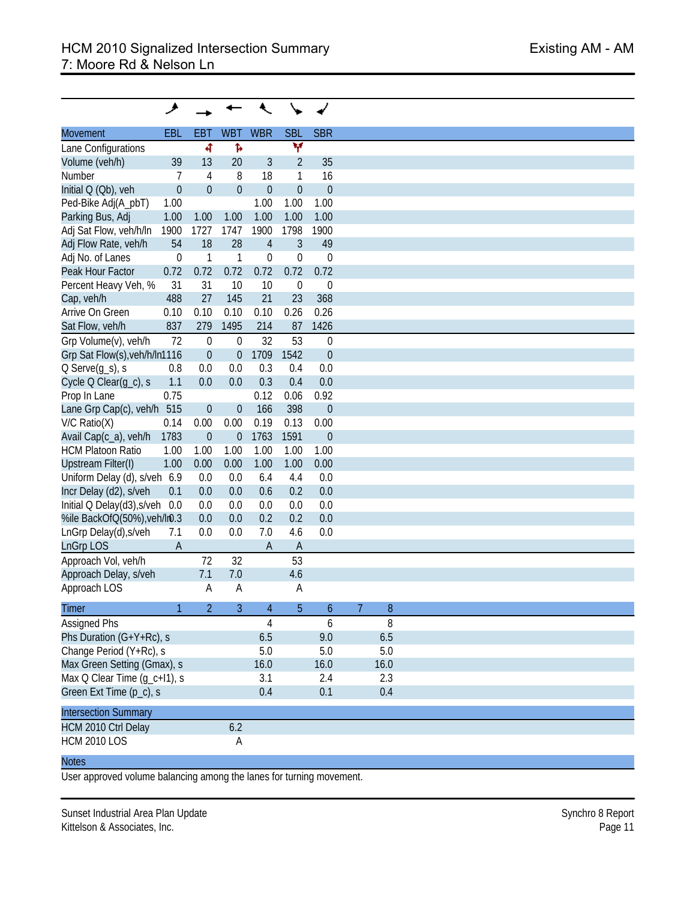# HCM 2010 Signalized Intersection Summary

## 7: Moore Rd & Nelson Ln

Existing AM - AM

| Movement | EBL | EBT | WBT | WBR | SBL | SBR |
|---|---|---|---|---|---|---|
| Lane Configurations | | ↰ | ↳ | | Y | |
| Volume (veh/h) | 39 | 13 | 20 | 3 | 2 | 35 |
| Number | 7 | 4 | 8 | 18 | 1 | 16 |
| Initial Q (Qb), veh | 0 | 0 | 0 | 0 | 0 | 0 |
| Ped-Bike Adj(A_pbT) | 1.00 | | | 1.00 | 1.00 | 1.00 |
| Parking Bus, Adj | 1.00 | 1.00 | 1.00 | 1.00 | 1.00 | 1.00 |
| Adj Sat Flow, veh/h/ln | 1900 | 1727 | 1747 | 1900 | 1798 | 1900 |
| Adj Flow Rate, veh/h | 54 | 18 | 28 | 4 | 3 | 49 |
| Adj No. of Lanes | 0 | 1 | 1 | 0 | 0 | 0 |
| Peak Hour Factor | 0.72 | 0.72 | 0.72 | 0.72 | 0.72 | 0.72 |
| Percent Heavy Veh, % | 31 | 31 | 10 | 10 | 0 | 0 |
| Cap, veh/h | 488 | 27 | 145 | 21 | 23 | 368 |
| Arrive On Green | 0.10 | 0.10 | 0.10 | 0.10 | 0.26 | 0.26 |
| Sat Flow, veh/h | 837 | 279 | 1495 | 214 | 87 | 1426 |
| Grp Volume(v), veh/h | 72 | 0 | 0 | 32 | 53 | 0 |
| Grp Sat Flow(s),veh/h/ln | 1116 | 0 | 0 | 1709 | 1542 | 0 |
| Q Serve(g_s), s | 0.8 | 0.0 | 0.0 | 0.3 | 0.4 | 0.0 |
| Cycle Q Clear(g_c), s | 1.1 | 0.0 | 0.0 | 0.3 | 0.4 | 0.0 |
| Prop In Lane | 0.75 | | | 0.12 | 0.06 | 0.92 |
| Lane Grp Cap(c), veh/h | 515 | 0 | 0 | 166 | 398 | 0 |
| V/C Ratio(X) | 0.14 | 0.00 | 0.00 | 0.19 | 0.13 | 0.00 |
| Avail Cap(c_a), veh/h | 1783 | 0 | 0 | 1763 | 1591 | 0 |
| HCM Platoon Ratio | 1.00 | 1.00 | 1.00 | 1.00 | 1.00 | 1.00 |
| Upstream Filter(I) | 1.00 | 0.00 | 0.00 | 1.00 | 1.00 | 0.00 |
| Uniform Delay (d), s/veh | 6.9 | 0.0 | 0.0 | 6.4 | 4.4 | 0.0 |
| Incr Delay (d2), s/veh | 0.1 | 0.0 | 0.0 | 0.6 | 0.2 | 0.0 |
| Initial Q Delay(d3),s/veh | 0.0 | 0.0 | 0.0 | 0.0 | 0.0 | 0.0 |
| %ile BackOfQ(50%),veh/ln | 0.3 | 0.0 | 0.0 | 0.2 | 0.2 | 0.0 |
| LnGrp Delay(d),s/veh | 7.1 | 0.0 | 0.0 | 7.0 | 4.6 | 0.0 |
| LnGrp LOS | A | | | A | A | |
| Approach Vol, veh/h | | 72 | 32 | | 53 | |
| Approach Delay, s/veh | | 7.1 | 7.0 | | 4.6 | |
| Approach LOS | | A | A | | A | |

| Timer | 1 | 2 | 3 | 4 | 5 | 6 | 7 | 8 |
|---|---|---|---|---|---|---|---|---|
| Assigned Phs | | | | 4 | | 6 | | 8 |
| Phs Duration (G+Y+Rc), s | | | | 6.5 | | 9.0 | | 6.5 |
| Change Period (Y+Rc), s | | | | 5.0 | | 5.0 | | 5.0 |
| Max Green Setting (Gmax), s | | | | 16.0 | | 16.0 | | 16.0 |
| Max Q Clear Time (g_c+I1), s | | | | 3.1 | | 2.4 | | 2.3 |
| Green Ext Time (p_c), s | | | | 0.4 | | 0.1 | | 0.4 |

| Intersection Summary | |
|---|---|
| HCM 2010 Ctrl Delay | 6.2 |
| HCM 2010 LOS | A |

**Notes**

User approved volume balancing among the lanes for turning movement.

Sunset Industrial Area Plan Update
Kittelson & Associates, Inc.

Synchro 8 Report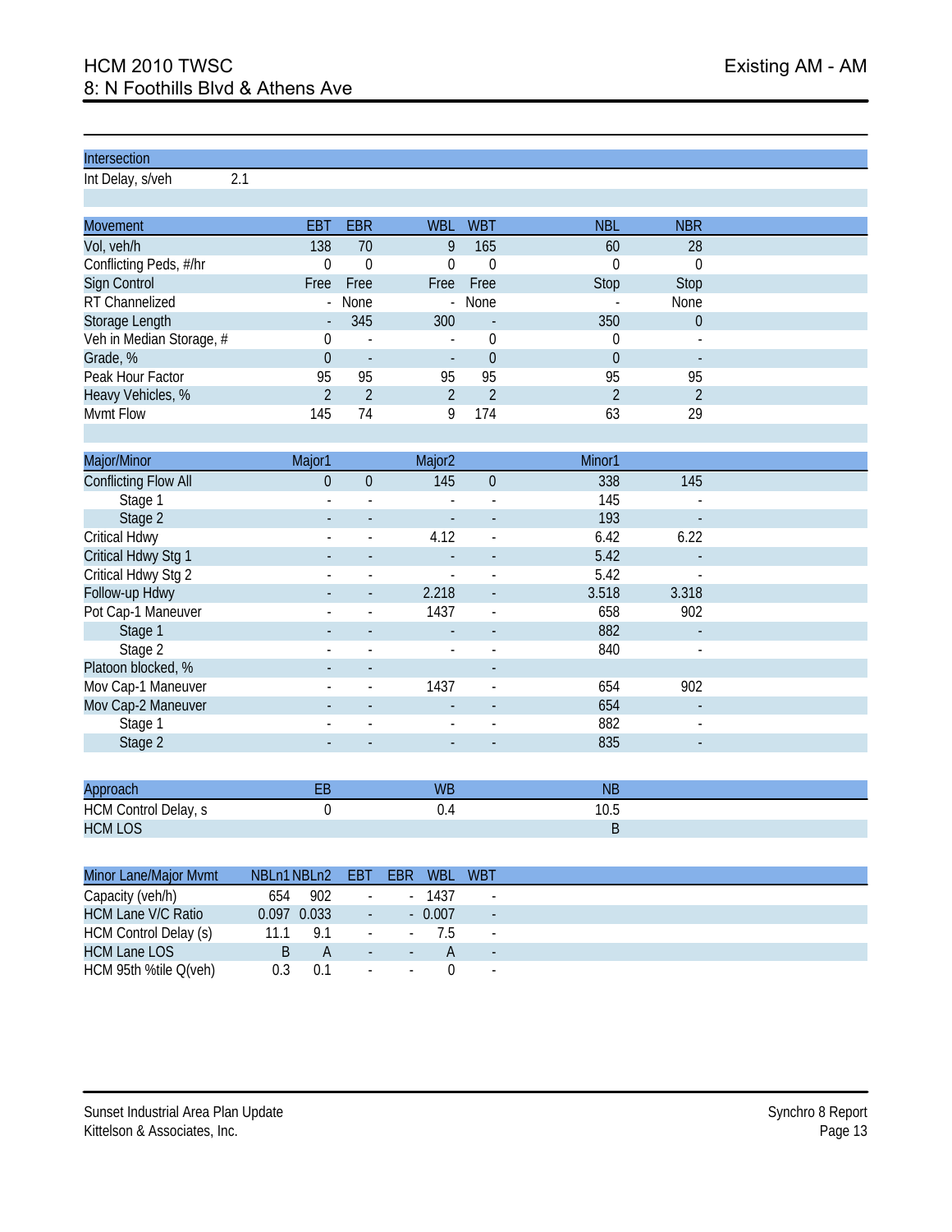# HCM 2010 TWSC
## 8: N Foothills Blvd & Athens Ave

Existing AM - AM

| Intersection | |
|---|---|
| Int Delay, s/veh | 2.1 |

| Movement | EBT | EBR | WBL | WBT | NBL | NBR |
|---|---|---|---|---|---|---|
| Vol, veh/h | 138 | 70 | 9 | 165 | 60 | 28 |
| Conflicting Peds, #/hr | 0 | 0 | 0 | 0 | 0 | 0 |
| Sign Control | Free | Free | Free | Free | Stop | Stop |
| RT Channelized | - | None | - | None | - | None |
| Storage Length | - | 345 | 300 | - | 350 | 0 |
| Veh in Median Storage, # | 0 | - | - | 0 | 0 | - |
| Grade, % | 0 | - | - | 0 | 0 | - |
| Peak Hour Factor | 95 | 95 | 95 | 95 | 95 | 95 |
| Heavy Vehicles, % | 2 | 2 | 2 | 2 | 2 | 2 |
| Mvmt Flow | 145 | 74 | 9 | 174 | 63 | 29 |

| Major/Minor | Major1 | | Major2 | | Minor1 | |
|---|---|---|---|---|---|---|
| Conflicting Flow All | 0 | 0 | 145 | 0 | 338 | 145 |
| Stage 1 | - | - | - | - | 145 | - |
| Stage 2 | - | - | - | - | 193 | - |
| Critical Hdwy | - | - | 4.12 | - | 6.42 | 6.22 |
| Critical Hdwy Stg 1 | - | - | - | - | 5.42 | - |
| Critical Hdwy Stg 2 | - | - | - | - | 5.42 | - |
| Follow-up Hdwy | - | - | 2.218 | - | 3.518 | 3.318 |
| Pot Cap-1 Maneuver | - | - | 1437 | - | 658 | 902 |
| Stage 1 | - | - | - | - | 882 | - |
| Stage 2 | - | - | - | - | 840 | - |
| Platoon blocked, % | - | - | | - | | |
| Mov Cap-1 Maneuver | - | - | 1437 | - | 654 | 902 |
| Mov Cap-2 Maneuver | - | - | - | - | 654 | - |
| Stage 1 | - | - | - | - | 882 | - |
| Stage 2 | - | - | - | - | 835 | - |

| Approach | EB | WB | NB |
|---|---|---|---|
| HCM Control Delay, s | 0 | 0.4 | 10.5 |
| HCM LOS | | | B |

| Minor Lane/Major Mvmt | NBLn1 | NBLn2 | EBT | EBR | WBL | WBT |
|---|---|---|---|---|---|---|
| Capacity (veh/h) | 654 | 902 | - | - | 1437 | - |
| HCM Lane V/C Ratio | 0.097 | 0.033 | - | - | 0.007 | - |
| HCM Control Delay (s) | 11.1 | 9.1 | - | - | 7.5 | - |
| HCM Lane LOS | B | A | - | - | A | - |
| HCM 95th %tile Q(veh) | 0.3 | 0.1 | - | - | 0 | - |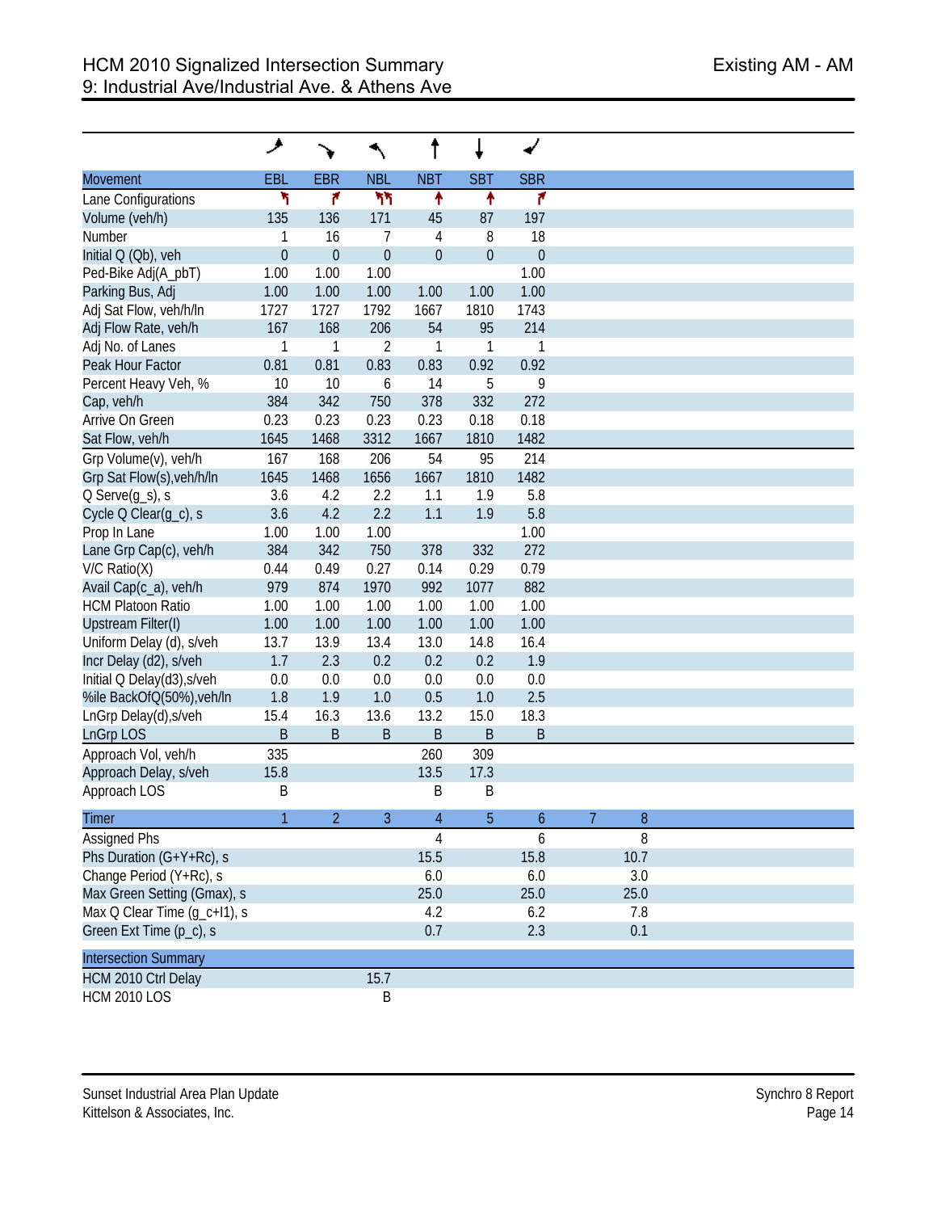# HCM 2010 Signalized Intersection Summary

## 9: Industrial Ave/Industrial Ave. & Athens Ave

Existing AM - AM

| Movement | EBL | EBR | NBL | NBT | SBT | SBR |
|---|---|---|---|---|---|---|
| Lane Configurations | ↰ | ↱ | ↰↰ | ↑ | ↑ | ↱ |
| Volume (veh/h) | 135 | 136 | 171 | 45 | 87 | 197 |
| Number | 1 | 16 | 7 | 4 | 8 | 18 |
| Initial Q (Qb), veh | 0 | 0 | 0 | 0 | 0 | 0 |
| Ped-Bike Adj(A_pbT) | 1.00 | 1.00 | 1.00 | | | 1.00 |
| Parking Bus, Adj | 1.00 | 1.00 | 1.00 | 1.00 | 1.00 | 1.00 |
| Adj Sat Flow, veh/h/ln | 1727 | 1727 | 1792 | 1667 | 1810 | 1743 |
| Adj Flow Rate, veh/h | 167 | 168 | 206 | 54 | 95 | 214 |
| Adj No. of Lanes | 1 | 1 | 2 | 1 | 1 | 1 |
| Peak Hour Factor | 0.81 | 0.81 | 0.83 | 0.83 | 0.92 | 0.92 |
| Percent Heavy Veh, % | 10 | 10 | 6 | 14 | 5 | 9 |
| Cap, veh/h | 384 | 342 | 750 | 378 | 332 | 272 |
| Arrive On Green | 0.23 | 0.23 | 0.23 | 0.23 | 0.18 | 0.18 |
| Sat Flow, veh/h | 1645 | 1468 | 3312 | 1667 | 1810 | 1482 |
| Grp Volume(v), veh/h | 167 | 168 | 206 | 54 | 95 | 214 |
| Grp Sat Flow(s),veh/h/ln | 1645 | 1468 | 1656 | 1667 | 1810 | 1482 |
| Q Serve(g_s), s | 3.6 | 4.2 | 2.2 | 1.1 | 1.9 | 5.8 |
| Cycle Q Clear(g_c), s | 3.6 | 4.2 | 2.2 | 1.1 | 1.9 | 5.8 |
| Prop In Lane | 1.00 | 1.00 | 1.00 | | | 1.00 |
| Lane Grp Cap(c), veh/h | 384 | 342 | 750 | 378 | 332 | 272 |
| V/C Ratio(X) | 0.44 | 0.49 | 0.27 | 0.14 | 0.29 | 0.79 |
| Avail Cap(c_a), veh/h | 979 | 874 | 1970 | 992 | 1077 | 882 |
| HCM Platoon Ratio | 1.00 | 1.00 | 1.00 | 1.00 | 1.00 | 1.00 |
| Upstream Filter(I) | 1.00 | 1.00 | 1.00 | 1.00 | 1.00 | 1.00 |
| Uniform Delay (d), s/veh | 13.7 | 13.9 | 13.4 | 13.0 | 14.8 | 16.4 |
| Incr Delay (d2), s/veh | 1.7 | 2.3 | 0.2 | 0.2 | 0.2 | 1.9 |
| Initial Q Delay(d3),s/veh | 0.0 | 0.0 | 0.0 | 0.0 | 0.0 | 0.0 |
| %ile BackOfQ(50%),veh/ln | 1.8 | 1.9 | 1.0 | 0.5 | 1.0 | 2.5 |
| LnGrp Delay(d),s/veh | 15.4 | 16.3 | 13.6 | 13.2 | 15.0 | 18.3 |
| LnGrp LOS | B | B | B | B | B | B |
| Approach Vol, veh/h | 335 | | | 260 | 309 | |
| Approach Delay, s/veh | 15.8 | | | 13.5 | 17.3 | |
| Approach LOS | B | | | B | B | |

| Timer | 1 | 2 | 3 | 4 | 5 | 6 | 7 | 8 |
|---|---|---|---|---|---|---|---|---|
| Assigned Phs | | | | 4 | | 6 | | 8 |
| Phs Duration (G+Y+Rc), s | | | | 15.5 | | 15.8 | | 10.7 |
| Change Period (Y+Rc), s | | | | 6.0 | | 6.0 | | 3.0 |
| Max Green Setting (Gmax), s | | | | 25.0 | | 25.0 | | 25.0 |
| Max Q Clear Time (g_c+I1), s | | | | 4.2 | | 6.2 | | 7.8 |
| Green Ext Time (p_c), s | | | | 0.7 | | 2.3 | | 0.1 |

| Intersection Summary | | |
|---|---|---|
| HCM 2010 Ctrl Delay | | 15.7 |
| HCM 2010 LOS | | B |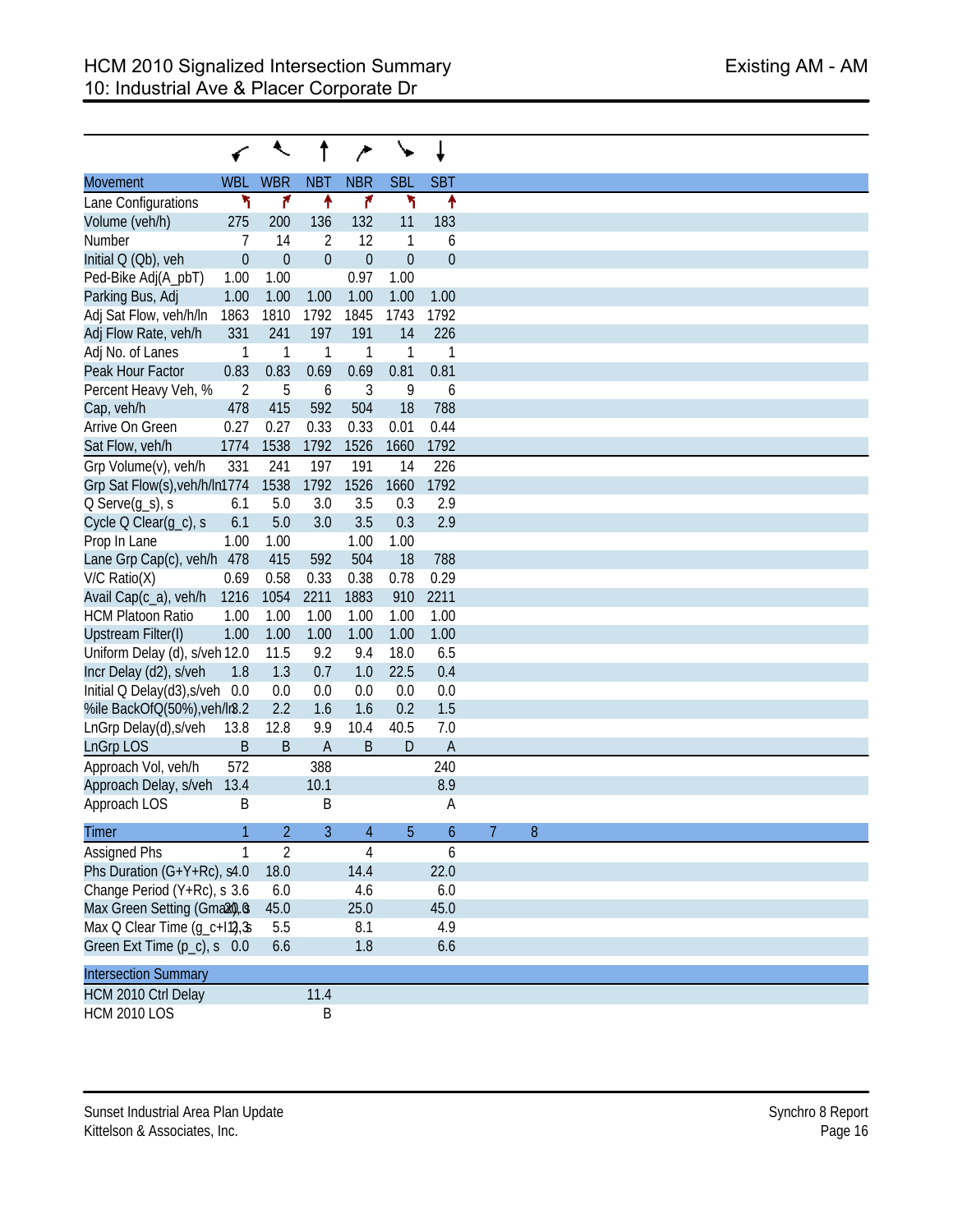# HCM 2010 Signalized Intersection Summary
## 10: Industrial Ave & Placer Corporate Dr

Existing AM - AM

| Movement | WBL | WBR | NBT | NBR | SBL | SBT |
|---|---|---|---|---|---|---|
| Lane Configurations | ↰ | ↱ | ↑ | ↱ | ↰ | ↑ |
| Volume (veh/h) | 275 | 200 | 136 | 132 | 11 | 183 |
| Number | 7 | 14 | 2 | 12 | 1 | 6 |
| Initial Q (Qb), veh | 0 | 0 | 0 | 0 | 0 | 0 |
| Ped-Bike Adj(A_pbT) | 1.00 | 1.00 | | 0.97 | 1.00 | |
| Parking Bus, Adj | 1.00 | 1.00 | 1.00 | 1.00 | 1.00 | 1.00 |
| Adj Sat Flow, veh/h/ln | 1863 | 1810 | 1792 | 1845 | 1743 | 1792 |
| Adj Flow Rate, veh/h | 331 | 241 | 197 | 191 | 14 | 226 |
| Adj No. of Lanes | 1 | 1 | 1 | 1 | 1 | 1 |
| Peak Hour Factor | 0.83 | 0.83 | 0.69 | 0.69 | 0.81 | 0.81 |
| Percent Heavy Veh, % | 2 | 5 | 6 | 3 | 9 | 6 |
| Cap, veh/h | 478 | 415 | 592 | 504 | 18 | 788 |
| Arrive On Green | 0.27 | 0.27 | 0.33 | 0.33 | 0.01 | 0.44 |
| Sat Flow, veh/h | 1774 | 1538 | 1792 | 1526 | 1660 | 1792 |
| Grp Volume(v), veh/h | 331 | 241 | 197 | 191 | 14 | 226 |
| Grp Sat Flow(s),veh/h/ln | 1774 | 1538 | 1792 | 1526 | 1660 | 1792 |
| Q Serve(g_s), s | 6.1 | 5.0 | 3.0 | 3.5 | 0.3 | 2.9 |
| Cycle Q Clear(g_c), s | 6.1 | 5.0 | 3.0 | 3.5 | 0.3 | 2.9 |
| Prop In Lane | 1.00 | 1.00 | | 1.00 | 1.00 | |
| Lane Grp Cap(c), veh/h | 478 | 415 | 592 | 504 | 18 | 788 |
| V/C Ratio(X) | 0.69 | 0.58 | 0.33 | 0.38 | 0.78 | 0.29 |
| Avail Cap(c_a), veh/h | 1216 | 1054 | 2211 | 1883 | 910 | 2211 |
| HCM Platoon Ratio | 1.00 | 1.00 | 1.00 | 1.00 | 1.00 | 1.00 |
| Upstream Filter(I) | 1.00 | 1.00 | 1.00 | 1.00 | 1.00 | 1.00 |
| Uniform Delay (d), s/veh | 12.0 | 11.5 | 9.2 | 9.4 | 18.0 | 6.5 |
| Incr Delay (d2), s/veh | 1.8 | 1.3 | 0.7 | 1.0 | 22.5 | 0.4 |
| Initial Q Delay(d3),s/veh | 0.0 | 0.0 | 0.0 | 0.0 | 0.0 | 0.0 |
| %ile BackOfQ(50%),veh/ln | 3.2 | 2.2 | 1.6 | 1.6 | 0.2 | 1.5 |
| LnGrp Delay(d),s/veh | 13.8 | 12.8 | 9.9 | 10.4 | 40.5 | 7.0 |
| LnGrp LOS | B | B | A | B | D | A |
| Approach Vol, veh/h | 572 | | 388 | | | 240 |
| Approach Delay, s/veh | 13.4 | | 10.1 | | | 8.9 |
| Approach LOS | B | | B | | | A |

| Timer | 1 | 2 | 3 | 4 | 5 | 6 | 7 | 8 |
|---|---|---|---|---|---|---|---|---|
| Assigned Phs | 1 | 2 | | 4 | | 6 | | |
| Phs Duration (G+Y+Rc), s | 4.0 | 18.0 | | 14.4 | | 22.0 | | |
| Change Period (Y+Rc), s | 3.6 | 6.0 | | 4.6 | | 6.0 | | |
| Max Green Setting (Gmax), s | 20.0 | 45.0 | | 25.0 | | 45.0 | | |
| Max Q Clear Time (g_c+I1), s | 2.3 | 5.5 | | 8.1 | | 4.9 | | |
| Green Ext Time (p_c), s | 0.0 | 6.6 | | 1.8 | | 6.6 | | |

| Intersection Summary | | |
|---|---|---|
| HCM 2010 Ctrl Delay | | 11.4 |
| HCM 2010 LOS | | B |

Sunset Industrial Area Plan Update
Kittelson & Associates, Inc.

Synchro 8 Report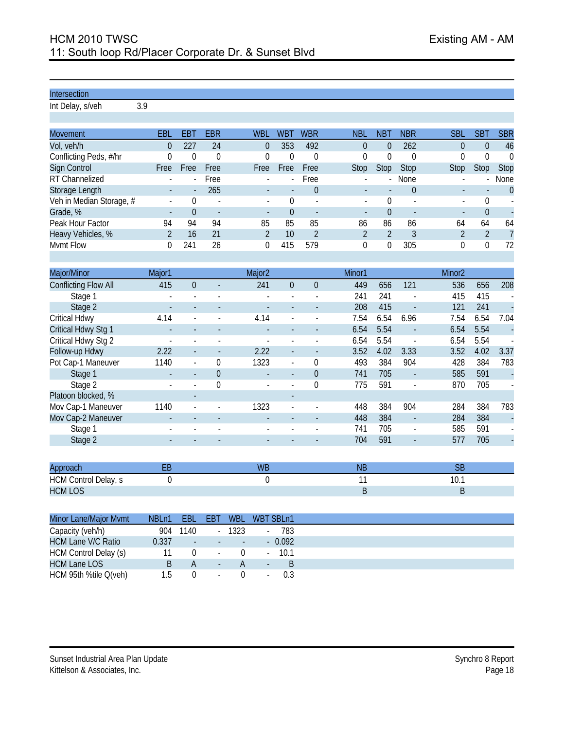# HCM 2010 TWSC

## 11: South loop Rd/Placer Corporate Dr. & Sunset Blvd

Existing AM - AM

| Intersection | |
|---|---|
| Int Delay, s/veh | 3.9 |

| Movement | EBL | EBT | EBR | WBL | WBT | WBR | NBL | NBT | NBR | SBL | SBT | SBR |
|---|---|---|---|---|---|---|---|---|---|---|---|---|
| Vol, veh/h | 0 | 227 | 24 | 0 | 353 | 492 | 0 | 0 | 262 | 0 | 0 | 46 |
| Conflicting Peds, #/hr | 0 | 0 | 0 | 0 | 0 | 0 | 0 | 0 | 0 | 0 | 0 | 0 |
| Sign Control | Free | Free | Free | Free | Free | Free | Stop | Stop | Stop | Stop | Stop | Stop |
| RT Channelized | - | - | Free | - | - | Free | - | - | None | - | - | None |
| Storage Length | - | - | 265 | - | - | 0 | - | - | 0 | - | - | 0 |
| Veh in Median Storage, # | - | 0 | - | - | 0 | - | - | 0 | - | - | 0 | - |
| Grade, % | - | 0 | - | - | 0 | - | - | 0 | - | - | 0 | - |
| Peak Hour Factor | 94 | 94 | 94 | 85 | 85 | 85 | 86 | 86 | 86 | 64 | 64 | 64 |
| Heavy Vehicles, % | 2 | 16 | 21 | 2 | 10 | 2 | 2 | 2 | 3 | 2 | 2 | 7 |
| Mvmt Flow | 0 | 241 | 26 | 0 | 415 | 579 | 0 | 0 | 305 | 0 | 0 | 72 |

| Major/Minor | Major1 | | | Major2 | | | Minor1 | | | Minor2 | | |
|---|---|---|---|---|---|---|---|---|---|---|---|---|
| Conflicting Flow All | 415 | 0 | - | 241 | 0 | 0 | 449 | 656 | 121 | 536 | 656 | 208 |
| Stage 1 | - | - | - | - | - | - | 241 | 241 | - | 415 | 415 | - |
| Stage 2 | - | - | - | - | - | - | 208 | 415 | - | 121 | 241 | - |
| Critical Hdwy | 4.14 | - | - | 4.14 | - | - | 7.54 | 6.54 | 6.96 | 7.54 | 6.54 | 7.04 |
| Critical Hdwy Stg 1 | - | - | - | - | - | - | 6.54 | 5.54 | - | 6.54 | 5.54 | - |
| Critical Hdwy Stg 2 | - | - | - | - | - | - | 6.54 | 5.54 | - | 6.54 | 5.54 | - |
| Follow-up Hdwy | 2.22 | - | - | 2.22 | - | - | 3.52 | 4.02 | 3.33 | 3.52 | 4.02 | 3.37 |
| Pot Cap-1 Maneuver | 1140 | - | 0 | 1323 | - | 0 | 493 | 384 | 904 | 428 | 384 | 783 |
| Stage 1 | - | - | 0 | - | - | 0 | 741 | 705 | - | 585 | 591 | - |
| Stage 2 | - | - | 0 | - | - | 0 | 775 | 591 | - | 870 | 705 | - |
| Platoon blocked, % | | - | | | - | | | | | | | |
| Mov Cap-1 Maneuver | 1140 | - | - | 1323 | - | - | 448 | 384 | 904 | 284 | 384 | 783 |
| Mov Cap-2 Maneuver | - | - | - | - | - | - | 448 | 384 | - | 284 | 384 | - |
| Stage 1 | - | - | - | - | - | - | 741 | 705 | - | 585 | 591 | - |
| Stage 2 | - | - | - | - | - | - | 704 | 591 | - | 577 | 705 | - |

| Approach | EB | WB | NB | SB |
|---|---|---|---|---|
| HCM Control Delay, s | 0 | 0 | 11 | 10.1 |
| HCM LOS | | | B | B |

| Minor Lane/Major Mvmt | NBLn1 | EBL | EBT | WBL | WBT | SBLn1 |
|---|---|---|---|---|---|---|
| Capacity (veh/h) | 904 | 1140 | - | 1323 | - | 783 |
| HCM Lane V/C Ratio | 0.337 | - | - | - | - | 0.092 |
| HCM Control Delay (s) | 11 | 0 | - | 0 | - | 10.1 |
| HCM Lane LOS | B | A | - | A | - | B |
| HCM 95th %tile Q(veh) | 1.5 | 0 | - | 0 | - | 0.3 |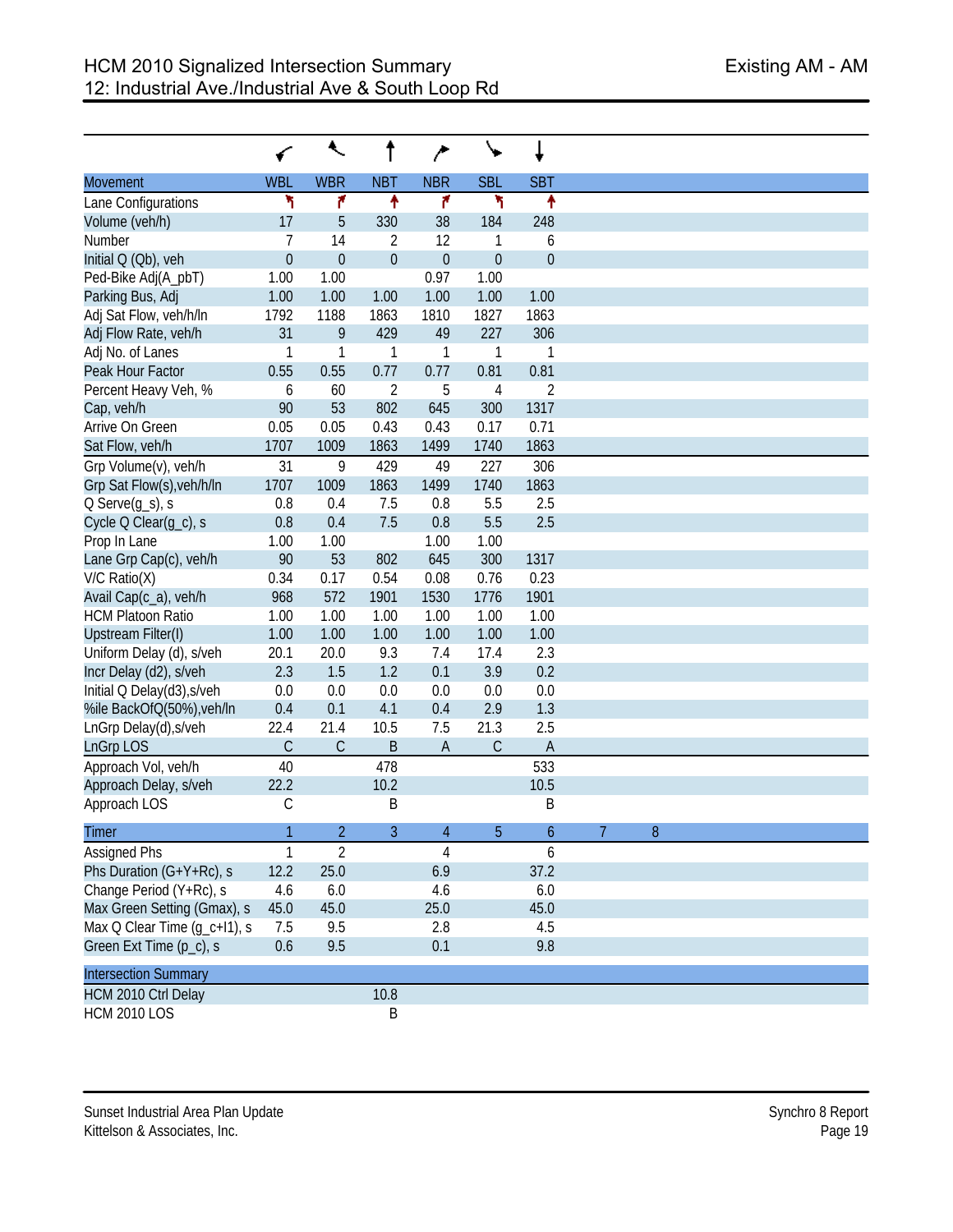# HCM 2010 Signalized Intersection Summary

## 12: Industrial Ave./Industrial Ave & South Loop Rd

Existing AM - AM

| Movement | WBL | WBR | NBT | NBR | SBL | SBT |
|---|---|---|---|---|---|---|
| Lane Configurations | ↰ | ↱ | ↑ | ↱ | ↰ | ↑ |
| Volume (veh/h) | 17 | 5 | 330 | 38 | 184 | 248 |
| Number | 7 | 14 | 2 | 12 | 1 | 6 |
| Initial Q (Qb), veh | 0 | 0 | 0 | 0 | 0 | 0 |
| Ped-Bike Adj(A_pbT) | 1.00 | 1.00 | | 0.97 | 1.00 | |
| Parking Bus, Adj | 1.00 | 1.00 | 1.00 | 1.00 | 1.00 | 1.00 |
| Adj Sat Flow, veh/h/ln | 1792 | 1188 | 1863 | 1810 | 1827 | 1863 |
| Adj Flow Rate, veh/h | 31 | 9 | 429 | 49 | 227 | 306 |
| Adj No. of Lanes | 1 | 1 | 1 | 1 | 1 | 1 |
| Peak Hour Factor | 0.55 | 0.55 | 0.77 | 0.77 | 0.81 | 0.81 |
| Percent Heavy Veh, % | 6 | 60 | 2 | 5 | 4 | 2 |
| Cap, veh/h | 90 | 53 | 802 | 645 | 300 | 1317 |
| Arrive On Green | 0.05 | 0.05 | 0.43 | 0.43 | 0.17 | 0.71 |
| Sat Flow, veh/h | 1707 | 1009 | 1863 | 1499 | 1740 | 1863 |
| Grp Volume(v), veh/h | 31 | 9 | 429 | 49 | 227 | 306 |
| Grp Sat Flow(s),veh/h/ln | 1707 | 1009 | 1863 | 1499 | 1740 | 1863 |
| Q Serve(g_s), s | 0.8 | 0.4 | 7.5 | 0.8 | 5.5 | 2.5 |
| Cycle Q Clear(g_c), s | 0.8 | 0.4 | 7.5 | 0.8 | 5.5 | 2.5 |
| Prop In Lane | 1.00 | 1.00 | | 1.00 | 1.00 | |
| Lane Grp Cap(c), veh/h | 90 | 53 | 802 | 645 | 300 | 1317 |
| V/C Ratio(X) | 0.34 | 0.17 | 0.54 | 0.08 | 0.76 | 0.23 |
| Avail Cap(c_a), veh/h | 968 | 572 | 1901 | 1530 | 1776 | 1901 |
| HCM Platoon Ratio | 1.00 | 1.00 | 1.00 | 1.00 | 1.00 | 1.00 |
| Upstream Filter(I) | 1.00 | 1.00 | 1.00 | 1.00 | 1.00 | 1.00 |
| Uniform Delay (d), s/veh | 20.1 | 20.0 | 9.3 | 7.4 | 17.4 | 2.3 |
| Incr Delay (d2), s/veh | 2.3 | 1.5 | 1.2 | 0.1 | 3.9 | 0.2 |
| Initial Q Delay(d3),s/veh | 0.0 | 0.0 | 0.0 | 0.0 | 0.0 | 0.0 |
| %ile BackOfQ(50%),veh/ln | 0.4 | 0.1 | 4.1 | 0.4 | 2.9 | 1.3 |
| LnGrp Delay(d),s/veh | 22.4 | 21.4 | 10.5 | 7.5 | 21.3 | 2.5 |
| LnGrp LOS | C | C | B | A | C | A |
| Approach Vol, veh/h | 40 | | 478 | | | 533 |
| Approach Delay, s/veh | 22.2 | | 10.2 | | | 10.5 |
| Approach LOS | C | | B | | | B |

| Timer | 1 | 2 | 3 | 4 | 5 | 6 | 7 | 8 |
|---|---|---|---|---|---|---|---|---|
| Assigned Phs | 1 | 2 | | 4 | | 6 | | |
| Phs Duration (G+Y+Rc), s | 12.2 | 25.0 | | 6.9 | | 37.2 | | |
| Change Period (Y+Rc), s | 4.6 | 6.0 | | 4.6 | | 6.0 | | |
| Max Green Setting (Gmax), s | 45.0 | 45.0 | | 25.0 | | 45.0 | | |
| Max Q Clear Time (g_c+I1), s | 7.5 | 9.5 | | 2.8 | | 4.5 | | |
| Green Ext Time (p_c), s | 0.6 | 9.5 | | 0.1 | | 9.8 | | |

| Intersection Summary | | |
|---|---|---|
| HCM 2010 Ctrl Delay | | 10.8 |
| HCM 2010 LOS | | B |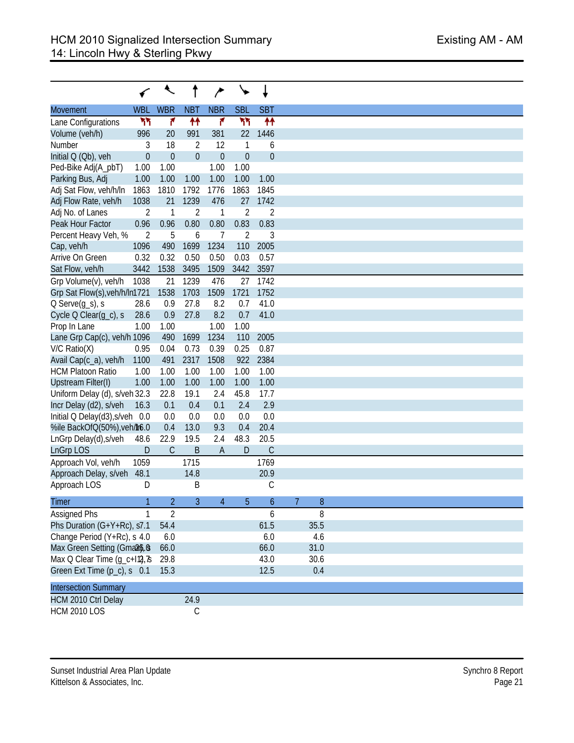# HCM 2010 Signalized Intersection Summary
## 14: Lincoln Hwy & Sterling Pkwy

Existing AM - AM

| Movement | WBL | WBR | NBT | NBR | SBL | SBT |
|---|---|---|---|---|---|---|
| Lane Configurations | ↰↰ | ↱ | ↑↑ | ↱ | ↰↰ | ↑↑ |
| Volume (veh/h) | 996 | 20 | 991 | 381 | 22 | 1446 |
| Number | 3 | 18 | 2 | 12 | 1 | 6 |
| Initial Q (Qb), veh | 0 | 0 | 0 | 0 | 0 | 0 |
| Ped-Bike Adj(A_pbT) | 1.00 | 1.00 | | 1.00 | 1.00 | |
| Parking Bus, Adj | 1.00 | 1.00 | 1.00 | 1.00 | 1.00 | 1.00 |
| Adj Sat Flow, veh/h/ln | 1863 | 1810 | 1792 | 1776 | 1863 | 1845 |
| Adj Flow Rate, veh/h | 1038 | 21 | 1239 | 476 | 27 | 1742 |
| Adj No. of Lanes | 2 | 1 | 2 | 1 | 2 | 2 |
| Peak Hour Factor | 0.96 | 0.96 | 0.80 | 0.80 | 0.83 | 0.83 |
| Percent Heavy Veh, % | 2 | 5 | 6 | 7 | 2 | 3 |
| Cap, veh/h | 1096 | 490 | 1699 | 1234 | 110 | 2005 |
| Arrive On Green | 0.32 | 0.32 | 0.50 | 0.50 | 0.03 | 0.57 |
| Sat Flow, veh/h | 3442 | 1538 | 3495 | 1509 | 3442 | 3597 |
| Grp Volume(v), veh/h | 1038 | 21 | 1239 | 476 | 27 | 1742 |
| Grp Sat Flow(s),veh/h/ln | 1721 | 1538 | 1703 | 1509 | 1721 | 1752 |
| Q Serve(g_s), s | 28.6 | 0.9 | 27.8 | 8.2 | 0.7 | 41.0 |
| Cycle Q Clear(g_c), s | 28.6 | 0.9 | 27.8 | 8.2 | 0.7 | 41.0 |
| Prop In Lane | 1.00 | 1.00 | | 1.00 | 1.00 | |
| Lane Grp Cap(c), veh/h | 1096 | 490 | 1699 | 1234 | 110 | 2005 |
| V/C Ratio(X) | 0.95 | 0.04 | 0.73 | 0.39 | 0.25 | 0.87 |
| Avail Cap(c_a), veh/h | 1100 | 491 | 2317 | 1508 | 922 | 2384 |
| HCM Platoon Ratio | 1.00 | 1.00 | 1.00 | 1.00 | 1.00 | 1.00 |
| Upstream Filter(I) | 1.00 | 1.00 | 1.00 | 1.00 | 1.00 | 1.00 |
| Uniform Delay (d), s/veh | 32.3 | 22.8 | 19.1 | 2.4 | 45.8 | 17.7 |
| Incr Delay (d2), s/veh | 16.3 | 0.1 | 0.4 | 0.1 | 2.4 | 2.9 |
| Initial Q Delay(d3),s/veh | 0.0 | 0.0 | 0.0 | 0.0 | 0.0 | 0.0 |
| %ile BackOfQ(50%),veh/ln | 16.0 | 0.4 | 13.0 | 9.3 | 0.4 | 20.4 |
| LnGrp Delay(d),s/veh | 48.6 | 22.9 | 19.5 | 2.4 | 48.3 | 20.5 |
| LnGrp LOS | D | C | B | A | D | C |
| Approach Vol, veh/h | 1059 | | 1715 | | | 1769 |
| Approach Delay, s/veh | 48.1 | | 14.8 | | | 20.9 |
| Approach LOS | D | | B | | | C |

| Timer | 1 | 2 | 3 | 4 | 5 | 6 | 7 | 8 |
|---|---|---|---|---|---|---|---|---|
| Assigned Phs | 1 | 2 | | | | 6 | | 8 |
| Phs Duration (G+Y+Rc), s | 7.1 | 54.4 | | | | 61.5 | | 35.5 |
| Change Period (Y+Rc), s | 4.0 | 6.0 | | | | 6.0 | | 4.6 |
| Max Green Setting (Gmax), s | 26.0 | 66.0 | | | | 66.0 | | 31.0 |
| Max Q Clear Time (g_c+I1), s | 2.7 | 29.8 | | | | 43.0 | | 30.6 |
| Green Ext Time (p_c), s | 0.1 | 15.3 | | | | 12.5 | | 0.4 |

| Intersection Summary | | |
|---|---|---|
| HCM 2010 Ctrl Delay | | 24.9 |
| HCM 2010 LOS | | C |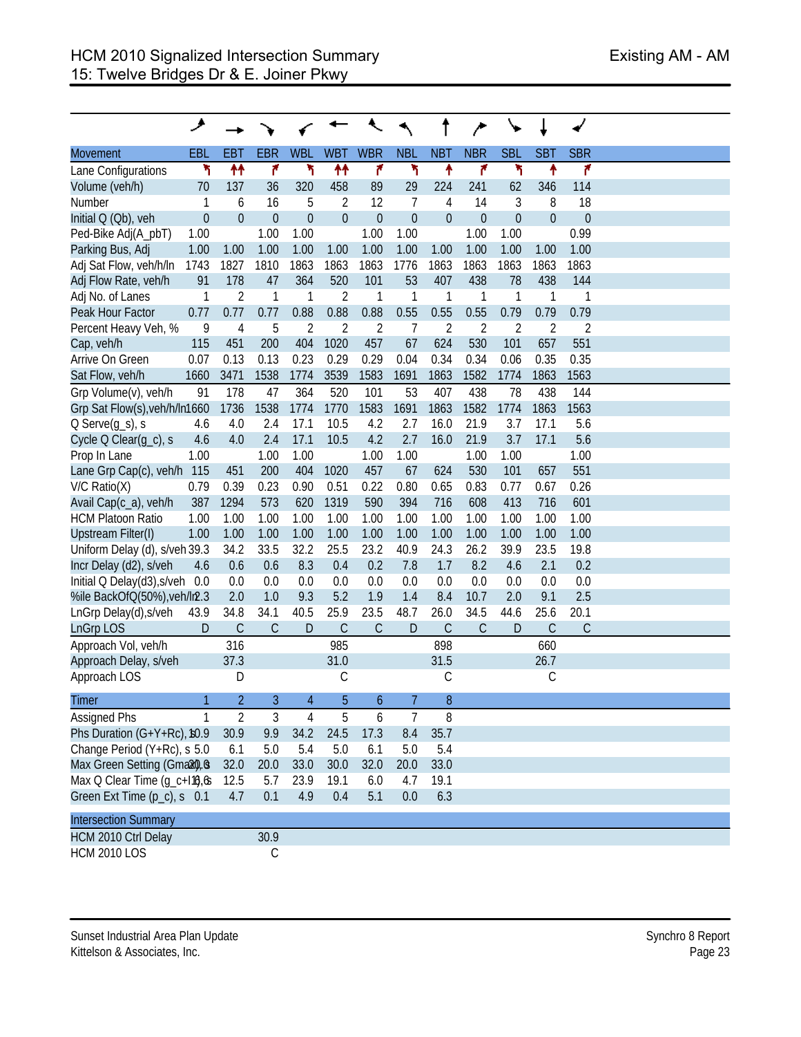# HCM 2010 Signalized Intersection Summary
## 15: Twelve Bridges Dr & E. Joiner Pkwy

Existing AM - AM

| Movement | EBL | EBT | EBR | WBL | WBT | WBR | NBL | NBT | NBR | SBL | SBT | SBR |
|---|---|---|---|---|---|---|---|---|---|---|---|---|
| Lane Configurations | | | | | | | | | | | | |
| Volume (veh/h) | 70 | 137 | 36 | 320 | 458 | 89 | 29 | 224 | 241 | 62 | 346 | 114 |
| Number | 1 | 6 | 16 | 5 | 2 | 12 | 7 | 4 | 14 | 3 | 8 | 18 |
| Initial Q (Qb), veh | 0 | 0 | 0 | 0 | 0 | 0 | 0 | 0 | 0 | 0 | 0 | 0 |
| Ped-Bike Adj(A_pbT) | 1.00 | | 1.00 | 1.00 | | 1.00 | 1.00 | | 1.00 | 1.00 | | 0.99 |
| Parking Bus, Adj | 1.00 | 1.00 | 1.00 | 1.00 | 1.00 | 1.00 | 1.00 | 1.00 | 1.00 | 1.00 | 1.00 | 1.00 |
| Adj Sat Flow, veh/h/ln | 1743 | 1827 | 1810 | 1863 | 1863 | 1863 | 1776 | 1863 | 1863 | 1863 | 1863 | 1863 |
| Adj Flow Rate, veh/h | 91 | 178 | 47 | 364 | 520 | 101 | 53 | 407 | 438 | 78 | 438 | 144 |
| Adj No. of Lanes | 1 | 2 | 1 | 1 | 2 | 1 | 1 | 1 | 1 | 1 | 1 | 1 |
| Peak Hour Factor | 0.77 | 0.77 | 0.77 | 0.88 | 0.88 | 0.88 | 0.55 | 0.55 | 0.55 | 0.79 | 0.79 | 0.79 |
| Percent Heavy Veh, % | 9 | 4 | 5 | 2 | 2 | 2 | 7 | 2 | 2 | 2 | 2 | 2 |
| Cap, veh/h | 115 | 451 | 200 | 404 | 1020 | 457 | 67 | 624 | 530 | 101 | 657 | 551 |
| Arrive On Green | 0.07 | 0.13 | 0.13 | 0.23 | 0.29 | 0.29 | 0.04 | 0.34 | 0.34 | 0.06 | 0.35 | 0.35 |
| Sat Flow, veh/h | 1660 | 3471 | 1538 | 1774 | 3539 | 1583 | 1691 | 1863 | 1582 | 1774 | 1863 | 1563 |
| Grp Volume(v), veh/h | 91 | 178 | 47 | 364 | 520 | 101 | 53 | 407 | 438 | 78 | 438 | 144 |
| Grp Sat Flow(s),veh/h/ln | 1660 | 1736 | 1538 | 1774 | 1770 | 1583 | 1691 | 1863 | 1582 | 1774 | 1863 | 1563 |
| Q Serve(g_s), s | 4.6 | 4.0 | 2.4 | 17.1 | 10.5 | 4.2 | 2.7 | 16.0 | 21.9 | 3.7 | 17.1 | 5.6 |
| Cycle Q Clear(g_c), s | 4.6 | 4.0 | 2.4 | 17.1 | 10.5 | 4.2 | 2.7 | 16.0 | 21.9 | 3.7 | 17.1 | 5.6 |
| Prop In Lane | 1.00 | | 1.00 | 1.00 | | 1.00 | 1.00 | | 1.00 | 1.00 | | 1.00 |
| Lane Grp Cap(c), veh/h | 115 | 451 | 200 | 404 | 1020 | 457 | 67 | 624 | 530 | 101 | 657 | 551 |
| V/C Ratio(X) | 0.79 | 0.39 | 0.23 | 0.90 | 0.51 | 0.22 | 0.80 | 0.65 | 0.83 | 0.77 | 0.67 | 0.26 |
| Avail Cap(c_a), veh/h | 387 | 1294 | 573 | 620 | 1319 | 590 | 394 | 716 | 608 | 413 | 716 | 601 |
| HCM Platoon Ratio | 1.00 | 1.00 | 1.00 | 1.00 | 1.00 | 1.00 | 1.00 | 1.00 | 1.00 | 1.00 | 1.00 | 1.00 |
| Upstream Filter(I) | 1.00 | 1.00 | 1.00 | 1.00 | 1.00 | 1.00 | 1.00 | 1.00 | 1.00 | 1.00 | 1.00 | 1.00 |
| Uniform Delay (d), s/veh | 39.3 | 34.2 | 33.5 | 32.2 | 25.5 | 23.2 | 40.9 | 24.3 | 26.2 | 39.9 | 23.5 | 19.8 |
| Incr Delay (d2), s/veh | 4.6 | 0.6 | 0.6 | 8.3 | 0.4 | 0.2 | 7.8 | 1.7 | 8.2 | 4.6 | 2.1 | 0.2 |
| Initial Q Delay(d3),s/veh | 0.0 | 0.0 | 0.0 | 0.0 | 0.0 | 0.0 | 0.0 | 0.0 | 0.0 | 0.0 | 0.0 | 0.0 |
| %ile BackOfQ(50%),veh/ln | 2.3 | 2.0 | 1.0 | 9.3 | 5.2 | 1.9 | 1.4 | 8.4 | 10.7 | 2.0 | 9.1 | 2.5 |
| LnGrp Delay(d),s/veh | 43.9 | 34.8 | 34.1 | 40.5 | 25.9 | 23.5 | 48.7 | 26.0 | 34.5 | 44.6 | 25.6 | 20.1 |
| LnGrp LOS | D | C | C | D | C | C | D | C | C | D | C | C |
| Approach Vol, veh/h | | 316 | | | 985 | | | 898 | | | 660 | |
| Approach Delay, s/veh | | 37.3 | | | 31.0 | | | 31.5 | | | 26.7 | |
| Approach LOS | | D | | | C | | | C | | | C | |

| Timer | 1 | 2 | 3 | 4 | 5 | 6 | 7 | 8 |
|---|---|---|---|---|---|---|---|---|
| Assigned Phs | 1 | 2 | 3 | 4 | 5 | 6 | 7 | 8 |
| Phs Duration (G+Y+Rc), s | 10.9 | 30.9 | 9.9 | 34.2 | 24.5 | 17.3 | 8.4 | 35.7 |
| Change Period (Y+Rc), s | 5.0 | 6.1 | 5.0 | 5.4 | 5.0 | 6.1 | 5.0 | 5.4 |
| Max Green Setting (Gmax), s | 20.0 | 32.0 | 20.0 | 33.0 | 30.0 | 32.0 | 20.0 | 33.0 |
| Max Q Clear Time (g_c+I1), s | 6.6 | 12.5 | 5.7 | 23.9 | 19.1 | 6.0 | 4.7 | 19.1 |
| Green Ext Time (p_c), s | 0.1 | 4.7 | 0.1 | 4.9 | 0.4 | 5.1 | 0.0 | 6.3 |

| Intersection Summary | | |
|---|---|---|
| HCM 2010 Ctrl Delay | | 30.9 |
| HCM 2010 LOS | | C |

Sunset Industrial Area Plan Update
Kittelson & Associates, Inc.

Synchro 8 Report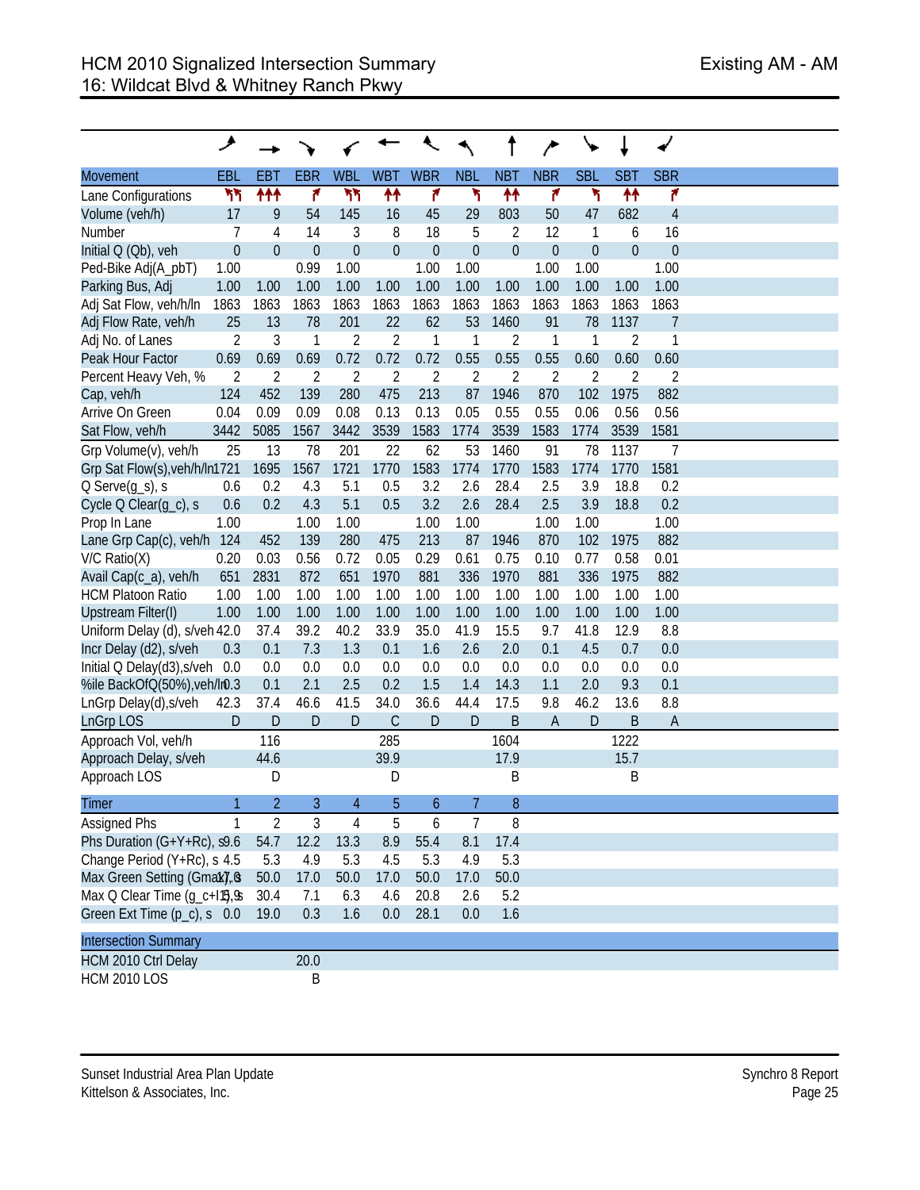# HCM 2010 Signalized Intersection Summary
## 16: Wildcat Blvd & Whitney Ranch Pkwy

Existing AM - AM

| Movement | EBL | EBT | EBR | WBL | WBT | WBR | NBL | NBT | NBR | SBL | SBT | SBR |
|---|---|---|---|---|---|---|---|---|---|---|---|---|
| Lane Configurations | | | | | | | | | | | | |
| Volume (veh/h) | 17 | 9 | 54 | 145 | 16 | 45 | 29 | 803 | 50 | 47 | 682 | 4 |
| Number | 7 | 4 | 14 | 3 | 8 | 18 | 5 | 2 | 12 | 1 | 6 | 16 |
| Initial Q (Qb), veh | 0 | 0 | 0 | 0 | 0 | 0 | 0 | 0 | 0 | 0 | 0 | 0 |
| Ped-Bike Adj(A_pbT) | 1.00 | | 0.99 | 1.00 | | 1.00 | 1.00 | | 1.00 | 1.00 | | 1.00 |
| Parking Bus, Adj | 1.00 | 1.00 | 1.00 | 1.00 | 1.00 | 1.00 | 1.00 | 1.00 | 1.00 | 1.00 | 1.00 | 1.00 |
| Adj Sat Flow, veh/h/ln | 1863 | 1863 | 1863 | 1863 | 1863 | 1863 | 1863 | 1863 | 1863 | 1863 | 1863 | 1863 |
| Adj Flow Rate, veh/h | 25 | 13 | 78 | 201 | 22 | 62 | 53 | 1460 | 91 | 78 | 1137 | 7 |
| Adj No. of Lanes | 2 | 3 | 1 | 2 | 2 | 1 | 1 | 2 | 1 | 1 | 2 | 1 |
| Peak Hour Factor | 0.69 | 0.69 | 0.69 | 0.72 | 0.72 | 0.72 | 0.55 | 0.55 | 0.55 | 0.60 | 0.60 | 0.60 |
| Percent Heavy Veh, % | 2 | 2 | 2 | 2 | 2 | 2 | 2 | 2 | 2 | 2 | 2 | 2 |
| Cap, veh/h | 124 | 452 | 139 | 280 | 475 | 213 | 87 | 1946 | 870 | 102 | 1975 | 882 |
| Arrive On Green | 0.04 | 0.09 | 0.09 | 0.08 | 0.13 | 0.13 | 0.05 | 0.55 | 0.55 | 0.06 | 0.56 | 0.56 |
| Sat Flow, veh/h | 3442 | 5085 | 1567 | 3442 | 3539 | 1583 | 1774 | 3539 | 1583 | 1774 | 3539 | 1581 |
| Grp Volume(v), veh/h | 25 | 13 | 78 | 201 | 22 | 62 | 53 | 1460 | 91 | 78 | 1137 | 7 |
| Grp Sat Flow(s),veh/h/ln | 1721 | 1695 | 1567 | 1721 | 1770 | 1583 | 1774 | 1770 | 1583 | 1774 | 1770 | 1581 |
| Q Serve(g_s), s | 0.6 | 0.2 | 4.3 | 5.1 | 0.5 | 3.2 | 2.6 | 28.4 | 2.5 | 3.9 | 18.8 | 0.2 |
| Cycle Q Clear(g_c), s | 0.6 | 0.2 | 4.3 | 5.1 | 0.5 | 3.2 | 2.6 | 28.4 | 2.5 | 3.9 | 18.8 | 0.2 |
| Prop In Lane | 1.00 | | 1.00 | 1.00 | | 1.00 | 1.00 | | 1.00 | 1.00 | | 1.00 |
| Lane Grp Cap(c), veh/h | 124 | 452 | 139 | 280 | 475 | 213 | 87 | 1946 | 870 | 102 | 1975 | 882 |
| V/C Ratio(X) | 0.20 | 0.03 | 0.56 | 0.72 | 0.05 | 0.29 | 0.61 | 0.75 | 0.10 | 0.77 | 0.58 | 0.01 |
| Avail Cap(c_a), veh/h | 651 | 2831 | 872 | 651 | 1970 | 881 | 336 | 1970 | 881 | 336 | 1975 | 882 |
| HCM Platoon Ratio | 1.00 | 1.00 | 1.00 | 1.00 | 1.00 | 1.00 | 1.00 | 1.00 | 1.00 | 1.00 | 1.00 | 1.00 |
| Upstream Filter(I) | 1.00 | 1.00 | 1.00 | 1.00 | 1.00 | 1.00 | 1.00 | 1.00 | 1.00 | 1.00 | 1.00 | 1.00 |
| Uniform Delay (d), s/veh | 42.0 | 37.4 | 39.2 | 40.2 | 33.9 | 35.0 | 41.9 | 15.5 | 9.7 | 41.8 | 12.9 | 8.8 |
| Incr Delay (d2), s/veh | 0.3 | 0.1 | 7.3 | 1.3 | 0.1 | 1.6 | 2.6 | 2.0 | 0.1 | 4.5 | 0.7 | 0.0 |
| Initial Q Delay(d3),s/veh | 0.0 | 0.0 | 0.0 | 0.0 | 0.0 | 0.0 | 0.0 | 0.0 | 0.0 | 0.0 | 0.0 | 0.0 |
| %ile BackOfQ(50%),veh/ln | 0.3 | 0.1 | 2.1 | 2.5 | 0.2 | 1.5 | 1.4 | 14.3 | 1.1 | 2.0 | 9.3 | 0.1 |
| LnGrp Delay(d),s/veh | 42.3 | 37.4 | 46.6 | 41.5 | 34.0 | 36.6 | 44.4 | 17.5 | 9.8 | 46.2 | 13.6 | 8.8 |
| LnGrp LOS | D | D | D | D | C | D | D | B | A | D | B | A |
| Approach Vol, veh/h | | 116 | | | 285 | | | 1604 | | | 1222 | |
| Approach Delay, s/veh | | 44.6 | | | 39.9 | | | 17.9 | | | 15.7 | |
| Approach LOS | | D | | | D | | | B | | | B | |

| Timer | 1 | 2 | 3 | 4 | 5 | 6 | 7 | 8 |
|---|---|---|---|---|---|---|---|---|
| Assigned Phs | 1 | 2 | 3 | 4 | 5 | 6 | 7 | 8 |
| Phs Duration (G+Y+Rc), s | 9.6 | 54.7 | 12.2 | 13.3 | 8.9 | 55.4 | 8.1 | 17.4 |
| Change Period (Y+Rc), s | 4.5 | 5.3 | 4.9 | 5.3 | 4.5 | 5.3 | 4.9 | 5.3 |
| Max Green Setting (Gmax), s | 17.0 | 50.0 | 17.0 | 50.0 | 17.0 | 50.0 | 17.0 | 50.0 |
| Max Q Clear Time (g_c+I1), s | 5.9 | 30.4 | 7.1 | 6.3 | 4.6 | 20.8 | 2.6 | 5.2 |
| Green Ext Time (p_c), s | 0.0 | 19.0 | 0.3 | 1.6 | 0.0 | 28.1 | 0.0 | 1.6 |

| Intersection Summary | | |
|---|---|---|
| HCM 2010 Ctrl Delay | | 20.0 |
| HCM 2010 LOS | | B |

Sunset Industrial Area Plan Update
Kittelson & Associates, Inc.

Synchro 8 Report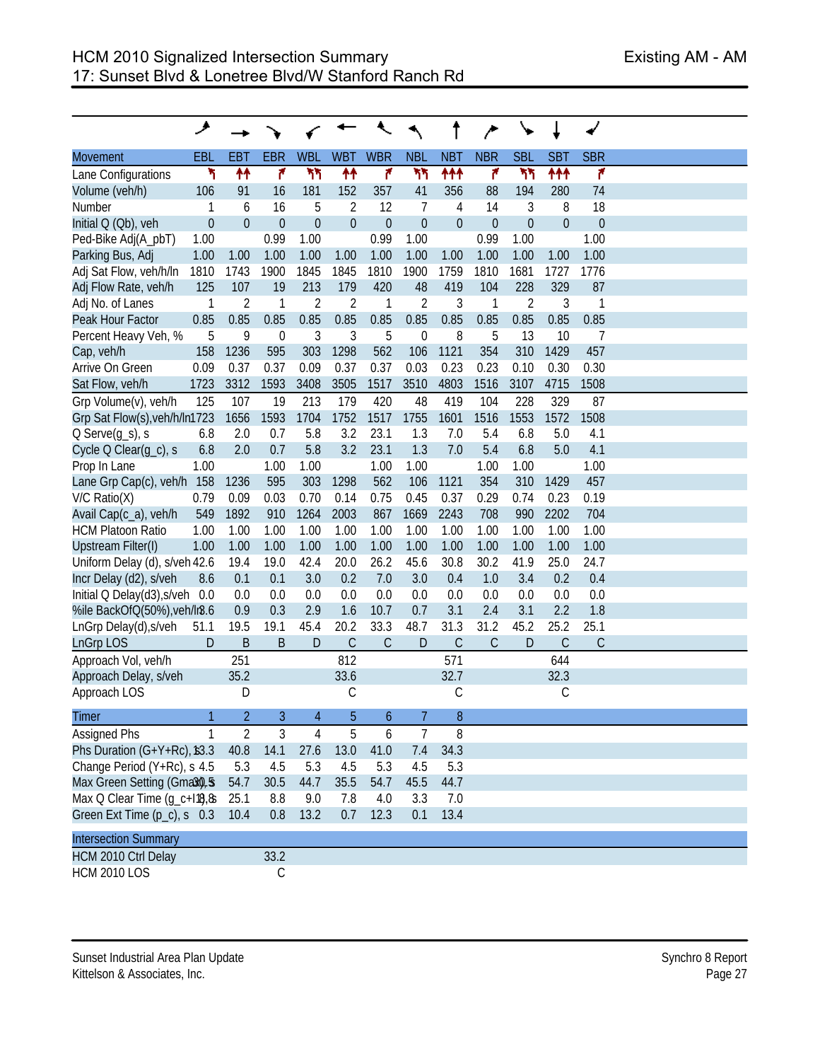# HCM 2010 Signalized Intersection Summary
## 17: Sunset Blvd & Lonetree Blvd/W Stanford Ranch Rd

Existing AM - AM

| Movement | EBL | EBT | EBR | WBL | WBT | WBR | NBL | NBT | NBR | SBL | SBT | SBR |
|---|---|---|---|---|---|---|---|---|---|---|---|---|
| Lane Configurations | | | | | | | | | | | | |
| Volume (veh/h) | 106 | 91 | 16 | 181 | 152 | 357 | 41 | 356 | 88 | 194 | 280 | 74 |
| Number | 1 | 6 | 16 | 5 | 2 | 12 | 7 | 4 | 14 | 3 | 8 | 18 |
| Initial Q (Qb), veh | 0 | 0 | 0 | 0 | 0 | 0 | 0 | 0 | 0 | 0 | 0 | 0 |
| Ped-Bike Adj(A_pbT) | 1.00 | | 0.99 | 1.00 | | 0.99 | 1.00 | | 0.99 | 1.00 | | 1.00 |
| Parking Bus, Adj | 1.00 | 1.00 | 1.00 | 1.00 | 1.00 | 1.00 | 1.00 | 1.00 | 1.00 | 1.00 | 1.00 | 1.00 |
| Adj Sat Flow, veh/h/ln | 1810 | 1743 | 1900 | 1845 | 1845 | 1810 | 1900 | 1759 | 1810 | 1681 | 1727 | 1776 |
| Adj Flow Rate, veh/h | 125 | 107 | 19 | 213 | 179 | 420 | 48 | 419 | 104 | 228 | 329 | 87 |
| Adj No. of Lanes | 1 | 2 | 1 | 2 | 2 | 1 | 2 | 3 | 1 | 2 | 3 | 1 |
| Peak Hour Factor | 0.85 | 0.85 | 0.85 | 0.85 | 0.85 | 0.85 | 0.85 | 0.85 | 0.85 | 0.85 | 0.85 | 0.85 |
| Percent Heavy Veh, % | 5 | 9 | 0 | 3 | 3 | 5 | 0 | 8 | 5 | 13 | 10 | 7 |
| Cap, veh/h | 158 | 1236 | 595 | 303 | 1298 | 562 | 106 | 1121 | 354 | 310 | 1429 | 457 |
| Arrive On Green | 0.09 | 0.37 | 0.37 | 0.09 | 0.37 | 0.37 | 0.03 | 0.23 | 0.23 | 0.10 | 0.30 | 0.30 |
| Sat Flow, veh/h | 1723 | 3312 | 1593 | 3408 | 3505 | 1517 | 3510 | 4803 | 1516 | 3107 | 4715 | 1508 |
| Grp Volume(v), veh/h | 125 | 107 | 19 | 213 | 179 | 420 | 48 | 419 | 104 | 228 | 329 | 87 |
| Grp Sat Flow(s),veh/h/ln | 1723 | 1656 | 1593 | 1704 | 1752 | 1517 | 1755 | 1601 | 1516 | 1553 | 1572 | 1508 |
| Q Serve(g_s), s | 6.8 | 2.0 | 0.7 | 5.8 | 3.2 | 23.1 | 1.3 | 7.0 | 5.4 | 6.8 | 5.0 | 4.1 |
| Cycle Q Clear(g_c), s | 6.8 | 2.0 | 0.7 | 5.8 | 3.2 | 23.1 | 1.3 | 7.0 | 5.4 | 6.8 | 5.0 | 4.1 |
| Prop In Lane | 1.00 | | 1.00 | 1.00 | | 1.00 | 1.00 | | 1.00 | 1.00 | | 1.00 |
| Lane Grp Cap(c), veh/h | 158 | 1236 | 595 | 303 | 1298 | 562 | 106 | 1121 | 354 | 310 | 1429 | 457 |
| V/C Ratio(X) | 0.79 | 0.09 | 0.03 | 0.70 | 0.14 | 0.75 | 0.45 | 0.37 | 0.29 | 0.74 | 0.23 | 0.19 |
| Avail Cap(c_a), veh/h | 549 | 1892 | 910 | 1264 | 2003 | 867 | 1669 | 2243 | 708 | 990 | 2202 | 704 |
| HCM Platoon Ratio | 1.00 | 1.00 | 1.00 | 1.00 | 1.00 | 1.00 | 1.00 | 1.00 | 1.00 | 1.00 | 1.00 | 1.00 |
| Upstream Filter(I) | 1.00 | 1.00 | 1.00 | 1.00 | 1.00 | 1.00 | 1.00 | 1.00 | 1.00 | 1.00 | 1.00 | 1.00 |
| Uniform Delay (d), s/veh | 42.6 | 19.4 | 19.0 | 42.4 | 20.0 | 26.2 | 45.6 | 30.8 | 30.2 | 41.9 | 25.0 | 24.7 |
| Incr Delay (d2), s/veh | 8.6 | 0.1 | 0.1 | 3.0 | 0.2 | 7.0 | 3.0 | 0.4 | 1.0 | 3.4 | 0.2 | 0.4 |
| Initial Q Delay(d3),s/veh | 0.0 | 0.0 | 0.0 | 0.0 | 0.0 | 0.0 | 0.0 | 0.0 | 0.0 | 0.0 | 0.0 | 0.0 |
| %ile BackOfQ(50%),veh/ln | 3.6 | 0.9 | 0.3 | 2.9 | 1.6 | 10.7 | 0.7 | 3.1 | 2.4 | 3.1 | 2.2 | 1.8 |
| LnGrp Delay(d),s/veh | 51.1 | 19.5 | 19.1 | 45.4 | 20.2 | 33.3 | 48.7 | 31.3 | 31.2 | 45.2 | 25.2 | 25.1 |
| LnGrp LOS | D | B | B | D | C | C | D | C | C | D | C | C |
| Approach Vol, veh/h | | 251 | | | 812 | | | 571 | | | 644 | |
| Approach Delay, s/veh | | 35.2 | | | 33.6 | | | 32.7 | | | 32.3 | |
| Approach LOS | | D | | | C | | | C | | | C | |

| Timer | 1 | 2 | 3 | 4 | 5 | 6 | 7 | 8 |
|---|---|---|---|---|---|---|---|---|
| Assigned Phs | 1 | 2 | 3 | 4 | 5 | 6 | 7 | 8 |
| Phs Duration (G+Y+Rc), s | 13.3 | 40.8 | 14.1 | 27.6 | 13.0 | 41.0 | 7.4 | 34.3 |
| Change Period (Y+Rc), s | 4.5 | 5.3 | 4.5 | 5.3 | 4.5 | 5.3 | 4.5 | 5.3 |
| Max Green Setting (Gmax), s | 30.5 | 54.7 | 30.5 | 44.7 | 35.5 | 54.7 | 45.5 | 44.7 |
| Max Q Clear Time (g_c+I1), s | 8.8 | 25.1 | 8.8 | 9.0 | 7.8 | 4.0 | 3.3 | 7.0 |
| Green Ext Time (p_c), s | 0.3 | 10.4 | 0.8 | 13.2 | 0.7 | 12.3 | 0.1 | 13.4 |

| Intersection Summary | |
|---|---|
| HCM 2010 Ctrl Delay | 33.2 |
| HCM 2010 LOS | C |

Sunset Industrial Area Plan Update
Kittelson & Associates, Inc.

Synchro 8 Report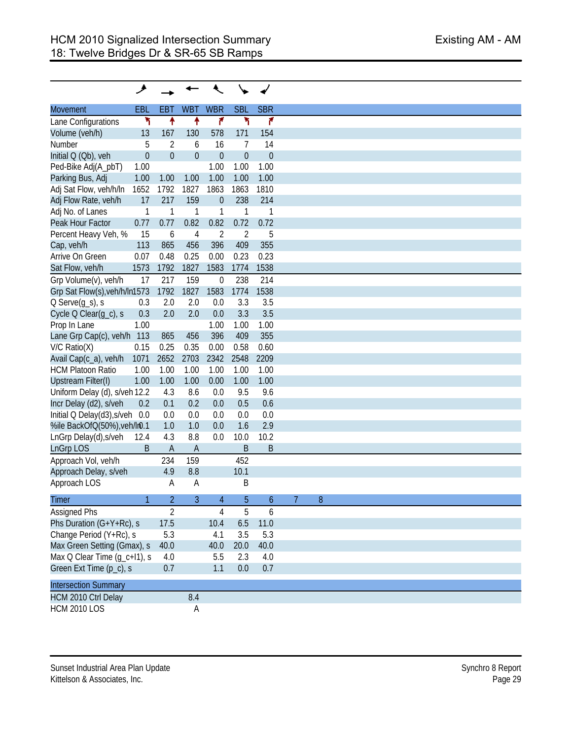# HCM 2010 Signalized Intersection Summary
## 18: Twelve Bridges Dr & SR-65 SB Ramps

Existing AM - AM

| Movement | EBL | EBT | WBT | WBR | SBL | SBR |
|---|---|---|---|---|---|---|
| Lane Configurations | | | | | | |
| Volume (veh/h) | 13 | 167 | 130 | 578 | 171 | 154 |
| Number | 5 | 2 | 6 | 16 | 7 | 14 |
| Initial Q (Qb), veh | 0 | 0 | 0 | 0 | 0 | 0 |
| Ped-Bike Adj(A_pbT) | 1.00 | | | 1.00 | 1.00 | 1.00 |
| Parking Bus, Adj | 1.00 | 1.00 | 1.00 | 1.00 | 1.00 | 1.00 |
| Adj Sat Flow, veh/h/ln | 1652 | 1792 | 1827 | 1863 | 1863 | 1810 |
| Adj Flow Rate, veh/h | 17 | 217 | 159 | 0 | 238 | 214 |
| Adj No. of Lanes | 1 | 1 | 1 | 1 | 1 | 1 |
| Peak Hour Factor | 0.77 | 0.77 | 0.82 | 0.82 | 0.72 | 0.72 |
| Percent Heavy Veh, % | 15 | 6 | 4 | 2 | 2 | 5 |
| Cap, veh/h | 113 | 865 | 456 | 396 | 409 | 355 |
| Arrive On Green | 0.07 | 0.48 | 0.25 | 0.00 | 0.23 | 0.23 |
| Sat Flow, veh/h | 1573 | 1792 | 1827 | 1583 | 1774 | 1538 |
| Grp Volume(v), veh/h | 17 | 217 | 159 | 0 | 238 | 214 |
| Grp Sat Flow(s),veh/h/ln | 1573 | 1792 | 1827 | 1583 | 1774 | 1538 |
| Q Serve(g_s), s | 0.3 | 2.0 | 2.0 | 0.0 | 3.3 | 3.5 |
| Cycle Q Clear(g_c), s | 0.3 | 2.0 | 2.0 | 0.0 | 3.3 | 3.5 |
| Prop In Lane | 1.00 | | | 1.00 | 1.00 | 1.00 |
| Lane Grp Cap(c), veh/h | 113 | 865 | 456 | 396 | 409 | 355 |
| V/C Ratio(X) | 0.15 | 0.25 | 0.35 | 0.00 | 0.58 | 0.60 |
| Avail Cap(c_a), veh/h | 1071 | 2652 | 2703 | 2342 | 2548 | 2209 |
| HCM Platoon Ratio | 1.00 | 1.00 | 1.00 | 1.00 | 1.00 | 1.00 |
| Upstream Filter(I) | 1.00 | 1.00 | 1.00 | 0.00 | 1.00 | 1.00 |
| Uniform Delay (d), s/veh | 12.2 | 4.3 | 8.6 | 0.0 | 9.5 | 9.6 |
| Incr Delay (d2), s/veh | 0.2 | 0.1 | 0.2 | 0.0 | 0.5 | 0.6 |
| Initial Q Delay(d3),s/veh | 0.0 | 0.0 | 0.0 | 0.0 | 0.0 | 0.0 |
| %ile BackOfQ(50%),veh/ln | 0.1 | 1.0 | 1.0 | 0.0 | 1.6 | 2.9 |
| LnGrp Delay(d),s/veh | 12.4 | 4.3 | 8.8 | 0.0 | 10.0 | 10.2 |
| LnGrp LOS | B | A | A | | B | B |
| Approach Vol, veh/h | | 234 | 159 | | 452 | |
| Approach Delay, s/veh | | 4.9 | 8.8 | | 10.1 | |
| Approach LOS | | A | A | | B | |

| Timer | 1 | 2 | 3 | 4 | 5 | 6 | 7 | 8 |
|---|---|---|---|---|---|---|---|---|
| Assigned Phs | | 2 | | 4 | 5 | 6 | | |
| Phs Duration (G+Y+Rc), s | | 17.5 | | 10.4 | 6.5 | 11.0 | | |
| Change Period (Y+Rc), s | | 5.3 | | 4.1 | 3.5 | 5.3 | | |
| Max Green Setting (Gmax), s | | 40.0 | | 40.0 | 20.0 | 40.0 | | |
| Max Q Clear Time (g_c+I1), s | | 4.0 | | 5.5 | 2.3 | 4.0 | | |
| Green Ext Time (p_c), s | | 0.7 | | 1.1 | 0.0 | 0.7 | | |

| Intersection Summary | | |
|---|---|---|
| HCM 2010 Ctrl Delay | | 8.4 |
| HCM 2010 LOS | | A |

Sunset Industrial Area Plan Update
Kittelson & Associates, Inc.

Synchro 8 Report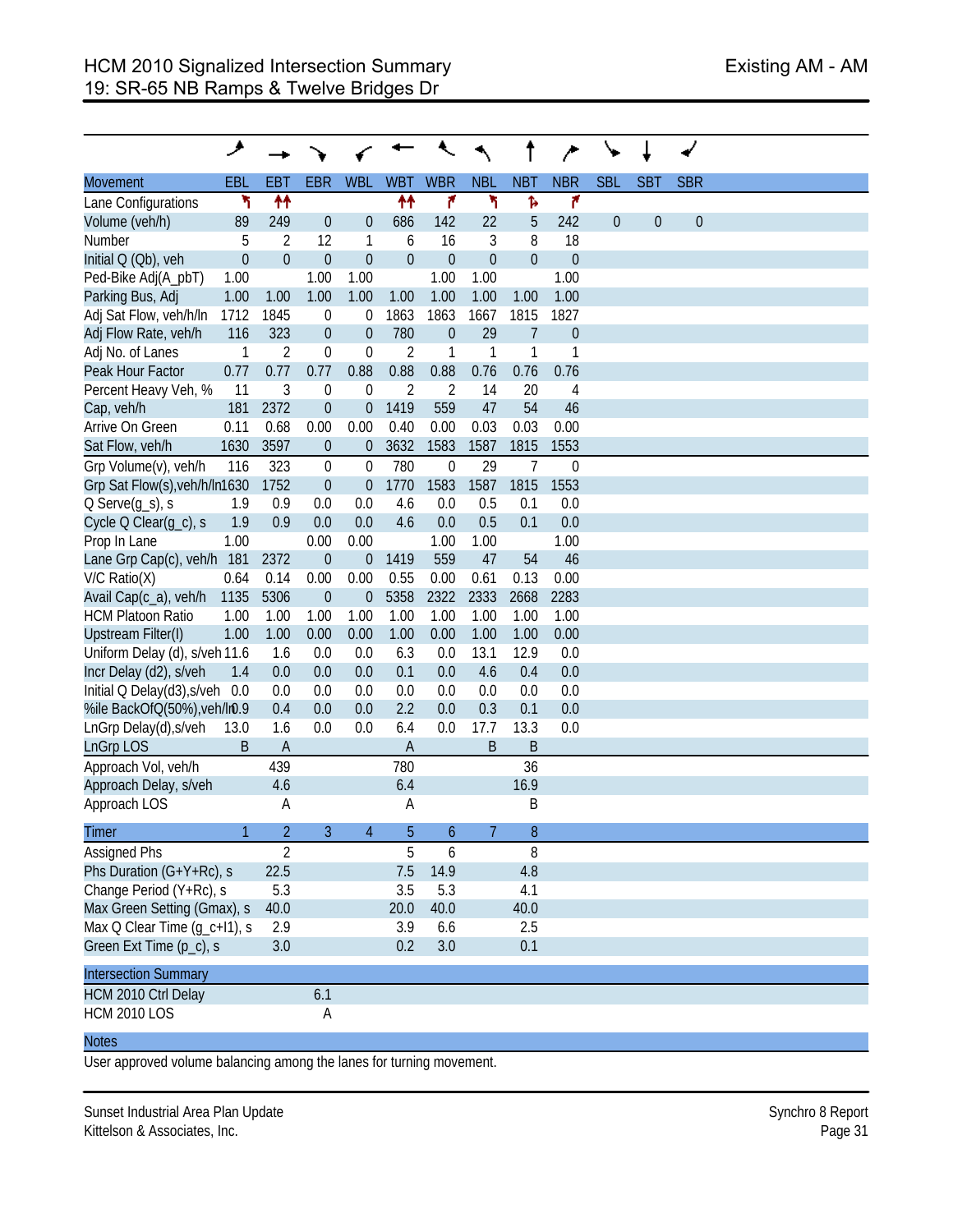# HCM 2010 Signalized Intersection Summary

## 19: SR-65 NB Ramps & Twelve Bridges Dr

Existing AM - AM

| Movement | EBL | EBT | EBR | WBL | WBT | WBR | NBL | NBT | NBR | SBL | SBT | SBR |
|---|---|---|---|---|---|---|---|---|---|---|---|---|
| Lane Configurations | ↰ | ↑↑ | | | ↑↑ | ↱ | ↰ | ↱ | ↱ | | | |
| Volume (veh/h) | 89 | 249 | 0 | 0 | 686 | 142 | 22 | 5 | 242 | 0 | 0 | 0 |
| Number | 5 | 2 | 12 | 1 | 6 | 16 | 3 | 8 | 18 | | | |
| Initial Q (Qb), veh | 0 | 0 | 0 | 0 | 0 | 0 | 0 | 0 | 0 | | | |
| Ped-Bike Adj(A_pbT) | 1.00 | | 1.00 | 1.00 | | 1.00 | 1.00 | | 1.00 | | | |
| Parking Bus, Adj | 1.00 | 1.00 | 1.00 | 1.00 | 1.00 | 1.00 | 1.00 | 1.00 | 1.00 | | | |
| Adj Sat Flow, veh/h/ln | 1712 | 1845 | 0 | 0 | 1863 | 1863 | 1667 | 1815 | 1827 | | | |
| Adj Flow Rate, veh/h | 116 | 323 | 0 | 0 | 780 | 0 | 29 | 7 | 0 | | | |
| Adj No. of Lanes | 1 | 2 | 0 | 0 | 2 | 1 | 1 | 1 | 1 | | | |
| Peak Hour Factor | 0.77 | 0.77 | 0.77 | 0.88 | 0.88 | 0.88 | 0.76 | 0.76 | 0.76 | | | |
| Percent Heavy Veh, % | 11 | 3 | 0 | 0 | 2 | 2 | 14 | 20 | 4 | | | |
| Cap, veh/h | 181 | 2372 | 0 | 0 | 1419 | 559 | 47 | 54 | 46 | | | |
| Arrive On Green | 0.11 | 0.68 | 0.00 | 0.00 | 0.40 | 0.00 | 0.03 | 0.03 | 0.00 | | | |
| Sat Flow, veh/h | 1630 | 3597 | 0 | 0 | 3632 | 1583 | 1587 | 1815 | 1553 | | | |
| Grp Volume(v), veh/h | 116 | 323 | 0 | 0 | 780 | 0 | 29 | 7 | 0 | | | |
| Grp Sat Flow(s),veh/h/ln | 1630 | 1752 | 0 | 0 | 1770 | 1583 | 1587 | 1815 | 1553 | | | |
| Q Serve(g_s), s | 1.9 | 0.9 | 0.0 | 0.0 | 4.6 | 0.0 | 0.5 | 0.1 | 0.0 | | | |
| Cycle Q Clear(g_c), s | 1.9 | 0.9 | 0.0 | 0.0 | 4.6 | 0.0 | 0.5 | 0.1 | 0.0 | | | |
| Prop In Lane | 1.00 | | 0.00 | 0.00 | | 1.00 | 1.00 | | 1.00 | | | |
| Lane Grp Cap(c), veh/h | 181 | 2372 | 0 | 0 | 1419 | 559 | 47 | 54 | 46 | | | |
| V/C Ratio(X) | 0.64 | 0.14 | 0.00 | 0.00 | 0.55 | 0.00 | 0.61 | 0.13 | 0.00 | | | |
| Avail Cap(c_a), veh/h | 1135 | 5306 | 0 | 0 | 5358 | 2322 | 2333 | 2668 | 2283 | | | |
| HCM Platoon Ratio | 1.00 | 1.00 | 1.00 | 1.00 | 1.00 | 1.00 | 1.00 | 1.00 | 1.00 | | | |
| Upstream Filter(I) | 1.00 | 1.00 | 0.00 | 0.00 | 1.00 | 0.00 | 1.00 | 1.00 | 0.00 | | | |
| Uniform Delay (d), s/veh | 11.6 | 1.6 | 0.0 | 0.0 | 6.3 | 0.0 | 13.1 | 12.9 | 0.0 | | | |
| Incr Delay (d2), s/veh | 1.4 | 0.0 | 0.0 | 0.0 | 0.1 | 0.0 | 4.6 | 0.4 | 0.0 | | | |
| Initial Q Delay(d3),s/veh | 0.0 | 0.0 | 0.0 | 0.0 | 0.0 | 0.0 | 0.0 | 0.0 | 0.0 | | | |
| %ile BackOfQ(50%),veh/ln | 0.9 | 0.4 | 0.0 | 0.0 | 2.2 | 0.0 | 0.3 | 0.1 | 0.0 | | | |
| LnGrp Delay(d),s/veh | 13.0 | 1.6 | 0.0 | 0.0 | 6.4 | 0.0 | 17.7 | 13.3 | 0.0 | | | |
| LnGrp LOS | B | A | | | A | | B | B | | | | |
| Approach Vol, veh/h | | 439 | | | 780 | | | 36 | | | | |
| Approach Delay, s/veh | | 4.6 | | | 6.4 | | | 16.9 | | | | |
| Approach LOS | | A | | | A | | | B | | | | |

| Timer | 1 | 2 | 3 | 4 | 5 | 6 | 7 | 8 |
|---|---|---|---|---|---|---|---|---|
| Assigned Phs | | 2 | | | 5 | 6 | | 8 |
| Phs Duration (G+Y+Rc), s | | 22.5 | | | 7.5 | 14.9 | | 4.8 |
| Change Period (Y+Rc), s | | 5.3 | | | 3.5 | 5.3 | | 4.1 |
| Max Green Setting (Gmax), s | | 40.0 | | | 20.0 | 40.0 | | 40.0 |
| Max Q Clear Time (g_c+I1), s | | 2.9 | | | 3.9 | 6.6 | | 2.5 |
| Green Ext Time (p_c), s | | 3.0 | | | 0.2 | 3.0 | | 0.1 |

| Intersection Summary | |
|---|---|
| HCM 2010 Ctrl Delay | 6.1 |
| HCM 2010 LOS | A |

**Notes**

User approved volume balancing among the lanes for turning movement.

Sunset Industrial Area Plan Update
Kittelson & Associates, Inc.

Synchro 8 Report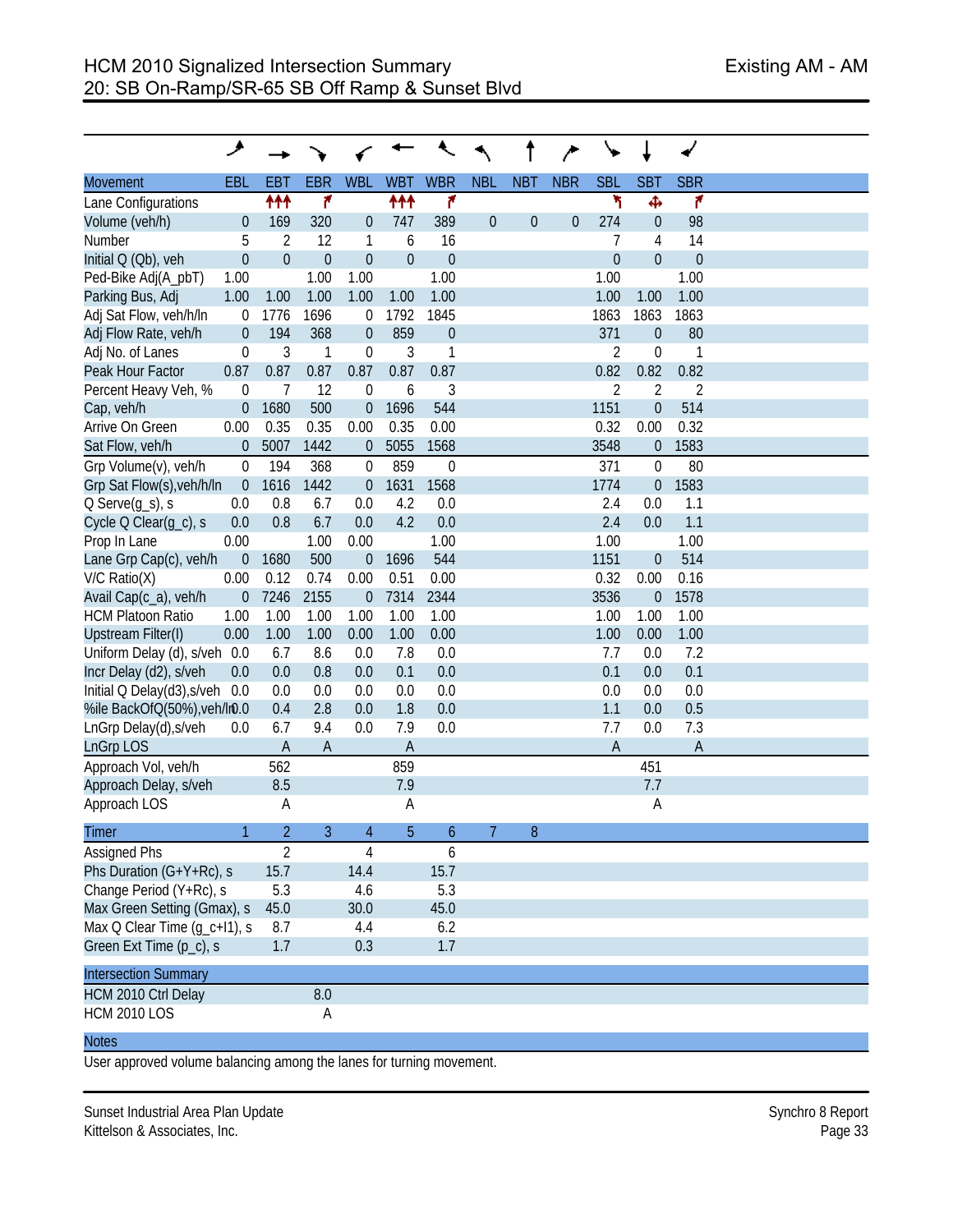# HCM 2010 Signalized Intersection Summary
## 20: SB On-Ramp/SR-65 SB Off Ramp & Sunset Blvd

Existing AM - AM

| Movement | EBL | EBT | EBR | WBL | WBT | WBR | NBL | NBT | NBR | SBL | SBT | SBR |
|---|---|---|---|---|---|---|---|---|---|---|---|---|
| Lane Configurations | | ↑↑↑ | ↱ | | ↑↑↑ | ↱ | | | | ↰ | ✥ | ↱ |
| Volume (veh/h) | 0 | 169 | 320 | 0 | 747 | 389 | 0 | 0 | 0 | 274 | 0 | 98 |
| Number | 5 | 2 | 12 | 1 | 6 | 16 | | | | 7 | 4 | 14 |
| Initial Q (Qb), veh | 0 | 0 | 0 | 0 | 0 | 0 | | | | 0 | 0 | 0 |
| Ped-Bike Adj(A_pbT) | 1.00 | | 1.00 | 1.00 | | 1.00 | | | | 1.00 | | 1.00 |
| Parking Bus, Adj | 1.00 | 1.00 | 1.00 | 1.00 | 1.00 | 1.00 | | | | 1.00 | 1.00 | 1.00 |
| Adj Sat Flow, veh/h/ln | 0 | 1776 | 1696 | 0 | 1792 | 1845 | | | | 1863 | 1863 | 1863 |
| Adj Flow Rate, veh/h | 0 | 194 | 368 | 0 | 859 | 0 | | | | 371 | 0 | 80 |
| Adj No. of Lanes | 0 | 3 | 1 | 0 | 3 | 1 | | | | 2 | 0 | 1 |
| Peak Hour Factor | 0.87 | 0.87 | 0.87 | 0.87 | 0.87 | 0.87 | | | | 0.82 | 0.82 | 0.82 |
| Percent Heavy Veh, % | 0 | 7 | 12 | 0 | 6 | 3 | | | | 2 | 2 | 2 |
| Cap, veh/h | 0 | 1680 | 500 | 0 | 1696 | 544 | | | | 1151 | 0 | 514 |
| Arrive On Green | 0.00 | 0.35 | 0.35 | 0.00 | 0.35 | 0.00 | | | | 0.32 | 0.00 | 0.32 |
| Sat Flow, veh/h | 0 | 5007 | 1442 | 0 | 5055 | 1568 | | | | 3548 | 0 | 1583 |
| Grp Volume(v), veh/h | 0 | 194 | 368 | 0 | 859 | 0 | | | | 371 | 0 | 80 |
| Grp Sat Flow(s),veh/h/ln | 0 | 1616 | 1442 | 0 | 1631 | 1568 | | | | 1774 | 0 | 1583 |
| Q Serve(g_s), s | 0.0 | 0.8 | 6.7 | 0.0 | 4.2 | 0.0 | | | | 2.4 | 0.0 | 1.1 |
| Cycle Q Clear(g_c), s | 0.0 | 0.8 | 6.7 | 0.0 | 4.2 | 0.0 | | | | 2.4 | 0.0 | 1.1 |
| Prop In Lane | 0.00 | | 1.00 | 0.00 | | 1.00 | | | | 1.00 | | 1.00 |
| Lane Grp Cap(c), veh/h | 0 | 1680 | 500 | 0 | 1696 | 544 | | | | 1151 | 0 | 514 |
| V/C Ratio(X) | 0.00 | 0.12 | 0.74 | 0.00 | 0.51 | 0.00 | | | | 0.32 | 0.00 | 0.16 |
| Avail Cap(c_a), veh/h | 0 | 7246 | 2155 | 0 | 7314 | 2344 | | | | 3536 | 0 | 1578 |
| HCM Platoon Ratio | 1.00 | 1.00 | 1.00 | 1.00 | 1.00 | 1.00 | | | | 1.00 | 1.00 | 1.00 |
| Upstream Filter(I) | 0.00 | 1.00 | 1.00 | 0.00 | 1.00 | 0.00 | | | | 1.00 | 0.00 | 1.00 |
| Uniform Delay (d), s/veh | 0.0 | 6.7 | 8.6 | 0.0 | 7.8 | 0.0 | | | | 7.7 | 0.0 | 7.2 |
| Incr Delay (d2), s/veh | 0.0 | 0.0 | 0.8 | 0.0 | 0.1 | 0.0 | | | | 0.1 | 0.0 | 0.1 |
| Initial Q Delay(d3),s/veh | 0.0 | 0.0 | 0.0 | 0.0 | 0.0 | 0.0 | | | | 0.0 | 0.0 | 0.0 |
| %ile BackOfQ(50%),veh/ln | 0.0 | 0.4 | 2.8 | 0.0 | 1.8 | 0.0 | | | | 1.1 | 0.0 | 0.5 |
| LnGrp Delay(d),s/veh | 0.0 | 6.7 | 9.4 | 0.0 | 7.9 | 0.0 | | | | 7.7 | 0.0 | 7.3 |
| LnGrp LOS | | A | A | | A | | | | | A | | A |
| Approach Vol, veh/h | | 562 | | | 859 | | | | | | 451 | |
| Approach Delay, s/veh | | 8.5 | | | 7.9 | | | | | | 7.7 | |
| Approach LOS | | A | | | A | | | | | | A | |

| Timer | 1 | 2 | 3 | 4 | 5 | 6 | 7 | 8 |
|---|---|---|---|---|---|---|---|---|
| Assigned Phs | | 2 | | 4 | | 6 | | |
| Phs Duration (G+Y+Rc), s | | 15.7 | | 14.4 | | 15.7 | | |
| Change Period (Y+Rc), s | | 5.3 | | 4.6 | | 5.3 | | |
| Max Green Setting (Gmax), s | | 45.0 | | 30.0 | | 45.0 | | |
| Max Q Clear Time (g_c+I1), s | | 8.7 | | 4.4 | | 6.2 | | |
| Green Ext Time (p_c), s | | 1.7 | | 0.3 | | 1.7 | | |

| Intersection Summary | |
|---|---|
| HCM 2010 Ctrl Delay | 8.0 |
| HCM 2010 LOS | A |

**Notes**

User approved volume balancing among the lanes for turning movement.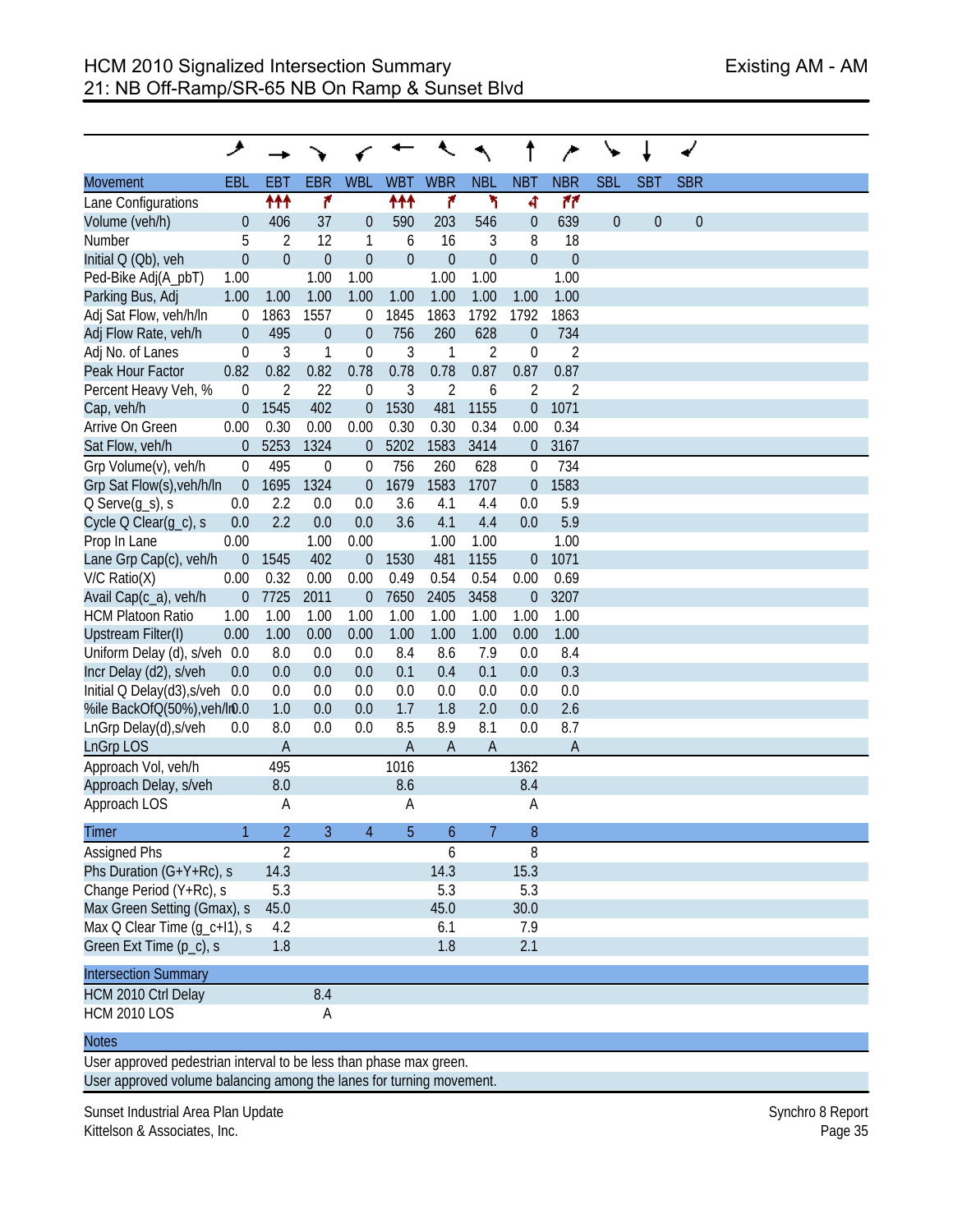# HCM 2010 Signalized Intersection Summary
## 21: NB Off-Ramp/SR-65 NB On Ramp & Sunset Blvd

Existing AM - AM

| Movement | EBL | EBT | EBR | WBL | WBT | WBR | NBL | NBT | NBR | SBL | SBT | SBR |
|---|---|---|---|---|---|---|---|---|---|---|---|---|
| Lane Configurations | | ↑↑↑ | ↱ | | ↑↑↑ | ↱ | ↰ | ↰ | ↱↱ | | | |
| Volume (veh/h) | 0 | 406 | 37 | 0 | 590 | 203 | 546 | 0 | 639 | 0 | 0 | 0 |
| Number | 5 | 2 | 12 | 1 | 6 | 16 | 3 | 8 | 18 | | | |
| Initial Q (Qb), veh | 0 | 0 | 0 | 0 | 0 | 0 | 0 | 0 | 0 | | | |
| Ped-Bike Adj(A_pbT) | 1.00 | | 1.00 | 1.00 | | 1.00 | 1.00 | | 1.00 | | | |
| Parking Bus, Adj | 1.00 | 1.00 | 1.00 | 1.00 | 1.00 | 1.00 | 1.00 | 1.00 | 1.00 | | | |
| Adj Sat Flow, veh/h/ln | 0 | 1863 | 1557 | 0 | 1845 | 1863 | 1792 | 1792 | 1863 | | | |
| Adj Flow Rate, veh/h | 0 | 495 | 0 | 0 | 756 | 260 | 628 | 0 | 734 | | | |
| Adj No. of Lanes | 0 | 3 | 1 | 0 | 3 | 1 | 2 | 0 | 2 | | | |
| Peak Hour Factor | 0.82 | 0.82 | 0.82 | 0.78 | 0.78 | 0.78 | 0.87 | 0.87 | 0.87 | | | |
| Percent Heavy Veh, % | 0 | 2 | 22 | 0 | 3 | 2 | 6 | 2 | 2 | | | |
| Cap, veh/h | 0 | 1545 | 402 | 0 | 1530 | 481 | 1155 | 0 | 1071 | | | |
| Arrive On Green | 0.00 | 0.30 | 0.00 | 0.00 | 0.30 | 0.30 | 0.34 | 0.00 | 0.34 | | | |
| Sat Flow, veh/h | 0 | 5253 | 1324 | 0 | 5202 | 1583 | 3414 | 0 | 3167 | | | |
| Grp Volume(v), veh/h | 0 | 495 | 0 | 0 | 756 | 260 | 628 | 0 | 734 | | | |
| Grp Sat Flow(s),veh/h/ln | 0 | 1695 | 1324 | 0 | 1679 | 1583 | 1707 | 0 | 1583 | | | |
| Q Serve(g_s), s | 0.0 | 2.2 | 0.0 | 0.0 | 3.6 | 4.1 | 4.4 | 0.0 | 5.9 | | | |
| Cycle Q Clear(g_c), s | 0.0 | 2.2 | 0.0 | 0.0 | 3.6 | 4.1 | 4.4 | 0.0 | 5.9 | | | |
| Prop In Lane | 0.00 | | 1.00 | 0.00 | | 1.00 | 1.00 | | 1.00 | | | |
| Lane Grp Cap(c), veh/h | 0 | 1545 | 402 | 0 | 1530 | 481 | 1155 | 0 | 1071 | | | |
| V/C Ratio(X) | 0.00 | 0.32 | 0.00 | 0.00 | 0.49 | 0.54 | 0.54 | 0.00 | 0.69 | | | |
| Avail Cap(c_a), veh/h | 0 | 7725 | 2011 | 0 | 7650 | 2405 | 3458 | 0 | 3207 | | | |
| HCM Platoon Ratio | 1.00 | 1.00 | 1.00 | 1.00 | 1.00 | 1.00 | 1.00 | 1.00 | 1.00 | | | |
| Upstream Filter(I) | 0.00 | 1.00 | 0.00 | 0.00 | 1.00 | 1.00 | 1.00 | 0.00 | 1.00 | | | |
| Uniform Delay (d), s/veh | 0.0 | 8.0 | 0.0 | 0.0 | 8.4 | 8.6 | 7.9 | 0.0 | 8.4 | | | |
| Incr Delay (d2), s/veh | 0.0 | 0.0 | 0.0 | 0.0 | 0.1 | 0.4 | 0.1 | 0.0 | 0.3 | | | |
| Initial Q Delay(d3),s/veh | 0.0 | 0.0 | 0.0 | 0.0 | 0.0 | 0.0 | 0.0 | 0.0 | 0.0 | | | |
| %ile BackOfQ(50%),veh/ln | 0.0 | 1.0 | 0.0 | 0.0 | 1.7 | 1.8 | 2.0 | 0.0 | 2.6 | | | |
| LnGrp Delay(d),s/veh | 0.0 | 8.0 | 0.0 | 0.0 | 8.5 | 8.9 | 8.1 | 0.0 | 8.7 | | | |
| LnGrp LOS | | A | | | A | A | A | | A | | | |
| Approach Vol, veh/h | | 495 | | | 1016 | | | 1362 | | | | |
| Approach Delay, s/veh | | 8.0 | | | 8.6 | | | 8.4 | | | | |
| Approach LOS | | A | | | A | | | A | | | | |

| Timer | 1 | 2 | 3 | 4 | 5 | 6 | 7 | 8 |
|---|---|---|---|---|---|---|---|---|
| Assigned Phs | | 2 | | | | 6 | | 8 |
| Phs Duration (G+Y+Rc), s | | 14.3 | | | | 14.3 | | 15.3 |
| Change Period (Y+Rc), s | | 5.3 | | | | 5.3 | | 5.3 |
| Max Green Setting (Gmax), s | | 45.0 | | | | 45.0 | | 30.0 |
| Max Q Clear Time (g_c+I1), s | | 4.2 | | | | 6.1 | | 7.9 |
| Green Ext Time (p_c), s | | 1.8 | | | | 1.8 | | 2.1 |

| Intersection Summary | |
|---|---|
| HCM 2010 Ctrl Delay | 8.4 |
| HCM 2010 LOS | A |

**Notes**

User approved pedestrian interval to be less than phase max green.
User approved volume balancing among the lanes for turning movement.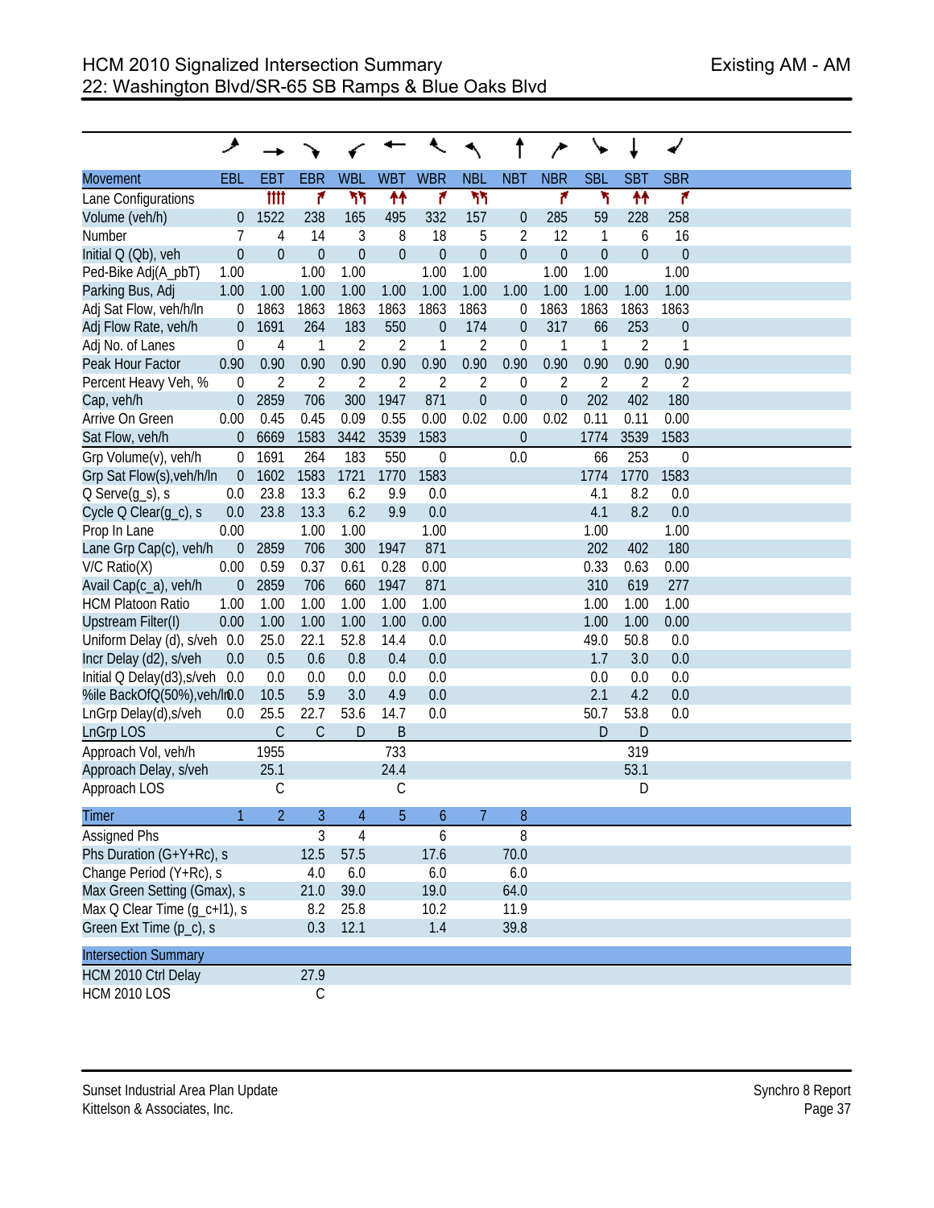# HCM 2010 Signalized Intersection Summary
## 22: Washington Blvd/SR-65 SB Ramps & Blue Oaks Blvd

Existing AM - AM

| Movement | EBL | EBT | EBR | WBL | WBT | WBR | NBL | NBT | NBR | SBL | SBT | SBR |
|---|---|---|---|---|---|---|---|---|---|---|---|---|
| Lane Configurations | | tttt | r | hh | tt | r | hh | | r | h | tt | r |
| Volume (veh/h) | 0 | 1522 | 238 | 165 | 495 | 332 | 157 | 0 | 285 | 59 | 228 | 258 |
| Number | 7 | 4 | 14 | 3 | 8 | 18 | 5 | 2 | 12 | 1 | 6 | 16 |
| Initial Q (Qb), veh | 0 | 0 | 0 | 0 | 0 | 0 | 0 | 0 | 0 | 0 | 0 | 0 |
| Ped-Bike Adj(A_pbT) | 1.00 | | 1.00 | 1.00 | | 1.00 | 1.00 | | 1.00 | 1.00 | | 1.00 |
| Parking Bus, Adj | 1.00 | 1.00 | 1.00 | 1.00 | 1.00 | 1.00 | 1.00 | 1.00 | 1.00 | 1.00 | 1.00 | 1.00 |
| Adj Sat Flow, veh/h/ln | 0 | 1863 | 1863 | 1863 | 1863 | 1863 | 1863 | 0 | 1863 | 1863 | 1863 | 1863 |
| Adj Flow Rate, veh/h | 0 | 1691 | 264 | 183 | 550 | 0 | 174 | 0 | 317 | 66 | 253 | 0 |
| Adj No. of Lanes | 0 | 4 | 1 | 2 | 2 | 1 | 2 | 0 | 1 | 1 | 2 | 1 |
| Peak Hour Factor | 0.90 | 0.90 | 0.90 | 0.90 | 0.90 | 0.90 | 0.90 | 0.90 | 0.90 | 0.90 | 0.90 | 0.90 |
| Percent Heavy Veh, % | 0 | 2 | 2 | 2 | 2 | 2 | 2 | 0 | 2 | 2 | 2 | 2 |
| Cap, veh/h | 0 | 2859 | 706 | 300 | 1947 | 871 | 0 | 0 | 0 | 202 | 402 | 180 |
| Arrive On Green | 0.00 | 0.45 | 0.45 | 0.09 | 0.55 | 0.00 | 0.02 | 0.00 | 0.02 | 0.11 | 0.11 | 0.00 |
| Sat Flow, veh/h | 0 | 6669 | 1583 | 3442 | 3539 | 1583 | | 0 | | 1774 | 3539 | 1583 |
| Grp Volume(v), veh/h | 0 | 1691 | 264 | 183 | 550 | 0 | | 0.0 | | 66 | 253 | 0 |
| Grp Sat Flow(s),veh/h/ln | 0 | 1602 | 1583 | 1721 | 1770 | 1583 | | | | 1774 | 1770 | 1583 |
| Q Serve(g_s), s | 0.0 | 23.8 | 13.3 | 6.2 | 9.9 | 0.0 | | | | 4.1 | 8.2 | 0.0 |
| Cycle Q Clear(g_c), s | 0.0 | 23.8 | 13.3 | 6.2 | 9.9 | 0.0 | | | | 4.1 | 8.2 | 0.0 |
| Prop In Lane | 0.00 | | 1.00 | 1.00 | | 1.00 | | | | 1.00 | | 1.00 |
| Lane Grp Cap(c), veh/h | 0 | 2859 | 706 | 300 | 1947 | 871 | | | | 202 | 402 | 180 |
| V/C Ratio(X) | 0.00 | 0.59 | 0.37 | 0.61 | 0.28 | 0.00 | | | | 0.33 | 0.63 | 0.00 |
| Avail Cap(c_a), veh/h | 0 | 2859 | 706 | 660 | 1947 | 871 | | | | 310 | 619 | 277 |
| HCM Platoon Ratio | 1.00 | 1.00 | 1.00 | 1.00 | 1.00 | 1.00 | | | | 1.00 | 1.00 | 1.00 |
| Upstream Filter(I) | 0.00 | 1.00 | 1.00 | 1.00 | 1.00 | 0.00 | | | | 1.00 | 1.00 | 0.00 |
| Uniform Delay (d), s/veh | 0.0 | 25.0 | 22.1 | 52.8 | 14.4 | 0.0 | | | | 49.0 | 50.8 | 0.0 |
| Incr Delay (d2), s/veh | 0.0 | 0.5 | 0.6 | 0.8 | 0.4 | 0.0 | | | | 1.7 | 3.0 | 0.0 |
| Initial Q Delay(d3),s/veh | 0.0 | 0.0 | 0.0 | 0.0 | 0.0 | 0.0 | | | | 0.0 | 0.0 | 0.0 |
| %ile BackOfQ(50%),veh/ln | 0.0 | 10.5 | 5.9 | 3.0 | 4.9 | 0.0 | | | | 2.1 | 4.2 | 0.0 |
| LnGrp Delay(d),s/veh | 0.0 | 25.5 | 22.7 | 53.6 | 14.7 | 0.0 | | | | 50.7 | 53.8 | 0.0 |
| LnGrp LOS | | C | C | D | B | | | | | D | D | |
| Approach Vol, veh/h | | 1955 | | | 733 | | | | | | 319 | |
| Approach Delay, s/veh | | 25.1 | | | 24.4 | | | | | | 53.1 | |
| Approach LOS | | C | | | C | | | | | | D | |

| Timer | 1 | 2 | 3 | 4 | 5 | 6 | 7 | 8 |
|---|---|---|---|---|---|---|---|---|
| Assigned Phs | | | 3 | 4 | | 6 | | 8 |
| Phs Duration (G+Y+Rc), s | | | 12.5 | 57.5 | | 17.6 | | 70.0 |
| Change Period (Y+Rc), s | | | 4.0 | 6.0 | | 6.0 | | 6.0 |
| Max Green Setting (Gmax), s | | | 21.0 | 39.0 | | 19.0 | | 64.0 |
| Max Q Clear Time (g_c+I1), s | | | 8.2 | 25.8 | | 10.2 | | 11.9 |
| Green Ext Time (p_c), s | | | 0.3 | 12.1 | | 1.4 | | 39.8 |

| Intersection Summary | | |
|---|---|---|
| HCM 2010 Ctrl Delay | | 27.9 |
| HCM 2010 LOS | | C |

Sunset Industrial Area Plan Update
Kittelson & Associates, Inc.

Synchro 8 Report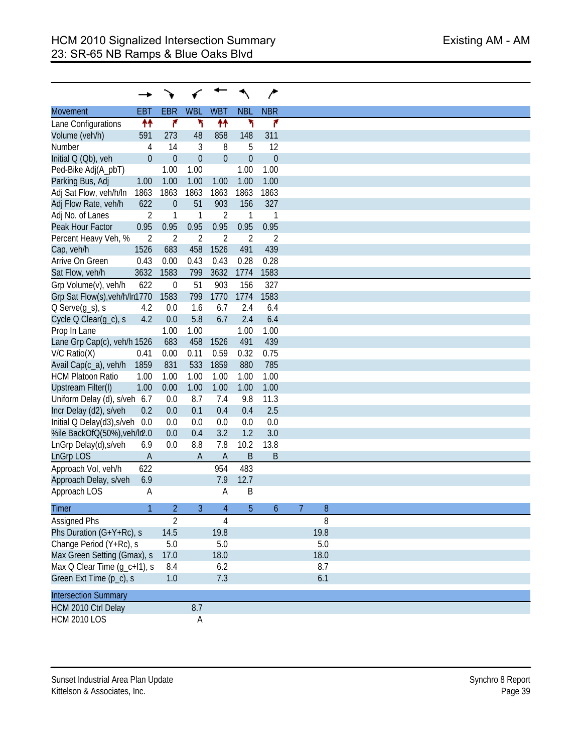# HCM 2010 Signalized Intersection Summary
## 23: SR-65 NB Ramps & Blue Oaks Blvd

Existing AM - AM

| Movement | EBT | EBR | WBL | WBT | NBL | NBR |
|---|---|---|---|---|---|---|
| Lane Configurations | ↑↑ | ↱ | ↰ | ↑↑ | ↰ | ↱ |
| Volume (veh/h) | 591 | 273 | 48 | 858 | 148 | 311 |
| Number | 4 | 14 | 3 | 8 | 5 | 12 |
| Initial Q (Qb), veh | 0 | 0 | 0 | 0 | 0 | 0 |
| Ped-Bike Adj(A_pbT) | | 1.00 | 1.00 | | 1.00 | 1.00 |
| Parking Bus, Adj | 1.00 | 1.00 | 1.00 | 1.00 | 1.00 | 1.00 |
| Adj Sat Flow, veh/h/ln | 1863 | 1863 | 1863 | 1863 | 1863 | 1863 |
| Adj Flow Rate, veh/h | 622 | 0 | 51 | 903 | 156 | 327 |
| Adj No. of Lanes | 2 | 1 | 1 | 2 | 1 | 1 |
| Peak Hour Factor | 0.95 | 0.95 | 0.95 | 0.95 | 0.95 | 0.95 |
| Percent Heavy Veh, % | 2 | 2 | 2 | 2 | 2 | 2 |
| Cap, veh/h | 1526 | 683 | 458 | 1526 | 491 | 439 |
| Arrive On Green | 0.43 | 0.00 | 0.43 | 0.43 | 0.28 | 0.28 |
| Sat Flow, veh/h | 3632 | 1583 | 799 | 3632 | 1774 | 1583 |
| Grp Volume(v), veh/h | 622 | 0 | 51 | 903 | 156 | 327 |
| Grp Sat Flow(s),veh/h/ln | 1770 | 1583 | 799 | 1770 | 1774 | 1583 |
| Q Serve(g_s), s | 4.2 | 0.0 | 1.6 | 6.7 | 2.4 | 6.4 |
| Cycle Q Clear(g_c), s | 4.2 | 0.0 | 5.8 | 6.7 | 2.4 | 6.4 |
| Prop In Lane | | 1.00 | 1.00 | | 1.00 | 1.00 |
| Lane Grp Cap(c), veh/h | 1526 | 683 | 458 | 1526 | 491 | 439 |
| V/C Ratio(X) | 0.41 | 0.00 | 0.11 | 0.59 | 0.32 | 0.75 |
| Avail Cap(c_a), veh/h | 1859 | 831 | 533 | 1859 | 880 | 785 |
| HCM Platoon Ratio | 1.00 | 1.00 | 1.00 | 1.00 | 1.00 | 1.00 |
| Upstream Filter(I) | 1.00 | 0.00 | 1.00 | 1.00 | 1.00 | 1.00 |
| Uniform Delay (d), s/veh | 6.7 | 0.0 | 8.7 | 7.4 | 9.8 | 11.3 |
| Incr Delay (d2), s/veh | 0.2 | 0.0 | 0.1 | 0.4 | 0.4 | 2.5 |
| Initial Q Delay(d3),s/veh | 0.0 | 0.0 | 0.0 | 0.0 | 0.0 | 0.0 |
| %ile BackOfQ(50%),veh/ln | 2.0 | 0.0 | 0.4 | 3.2 | 1.2 | 3.0 |
| LnGrp Delay(d),s/veh | 6.9 | 0.0 | 8.8 | 7.8 | 10.2 | 13.8 |
| LnGrp LOS | A | | A | A | B | B |
| Approach Vol, veh/h | 622 | | | 954 | 483 | |
| Approach Delay, s/veh | 6.9 | | | 7.9 | 12.7 | |
| Approach LOS | A | | | A | B | |

| Timer | 1 | 2 | 3 | 4 | 5 | 6 | 7 | 8 |
|---|---|---|---|---|---|---|---|---|
| Assigned Phs | | 2 | | 4 | | | | 8 |
| Phs Duration (G+Y+Rc), s | | 14.5 | | 19.8 | | | | 19.8 |
| Change Period (Y+Rc), s | | 5.0 | | 5.0 | | | | 5.0 |
| Max Green Setting (Gmax), s | | 17.0 | | 18.0 | | | | 18.0 |
| Max Q Clear Time (g_c+I1), s | | 8.4 | | 6.2 | | | | 8.7 |
| Green Ext Time (p_c), s | | 1.0 | | 7.3 | | | | 6.1 |

| Intersection Summary | |
|---|---|
| HCM 2010 Ctrl Delay | 8.7 |
| HCM 2010 LOS | A |

Sunset Industrial Area Plan Update
Kittelson & Associates, Inc.

Synchro 8 Report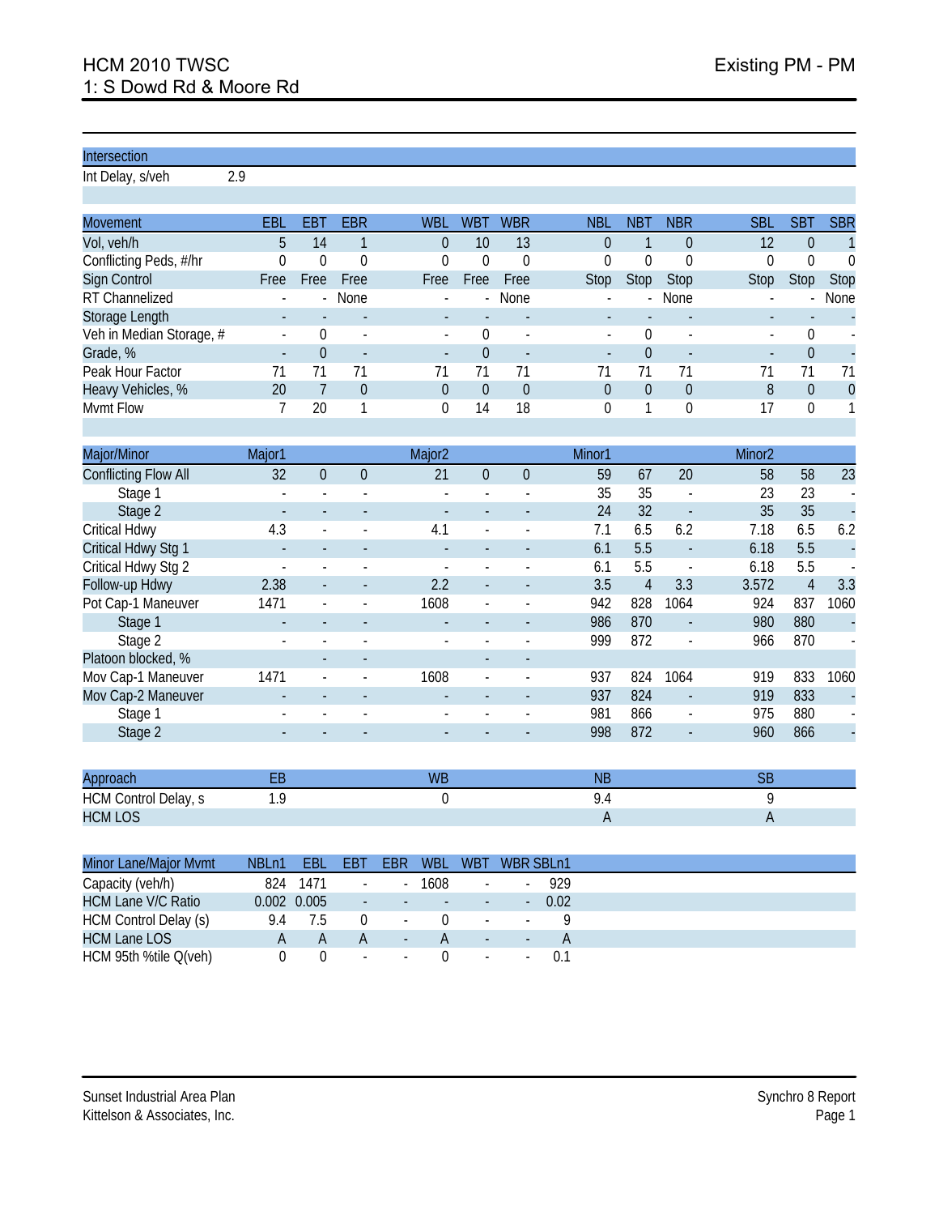# HCM 2010 TWSC
## 1: S Dowd Rd & Moore Rd

Existing PM - PM

| Intersection | |
|---|---|
| Int Delay, s/veh | 2.9 |

| Movement | EBL | EBT | EBR | WBL | WBT | WBR | NBL | NBT | NBR | SBL | SBT | SBR |
|---|---|---|---|---|---|---|---|---|---|---|---|---|
| Vol, veh/h | 5 | 14 | 1 | 0 | 10 | 13 | 0 | 1 | 0 | 12 | 0 | 1 |
| Conflicting Peds, #/hr | 0 | 0 | 0 | 0 | 0 | 0 | 0 | 0 | 0 | 0 | 0 | 0 |
| Sign Control | Free | Free | Free | Free | Free | Free | Stop | Stop | Stop | Stop | Stop | Stop |
| RT Channelized | - | - | None | - | - | None | - | - | None | - | - | None |
| Storage Length | - | - | - | - | - | - | - | - | - | - | - | - |
| Veh in Median Storage, # | - | 0 | - | - | 0 | - | - | 0 | - | - | 0 | - |
| Grade, % | - | 0 | - | - | 0 | - | - | 0 | - | - | 0 | - |
| Peak Hour Factor | 71 | 71 | 71 | 71 | 71 | 71 | 71 | 71 | 71 | 71 | 71 | 71 |
| Heavy Vehicles, % | 20 | 7 | 0 | 0 | 0 | 0 | 0 | 0 | 0 | 8 | 0 | 0 |
| Mvmt Flow | 7 | 20 | 1 | 0 | 14 | 18 | 0 | 1 | 0 | 17 | 0 | 1 |

| Major/Minor | Major1 | | | Major2 | | | Minor1 | | | Minor2 | | |
|---|---|---|---|---|---|---|---|---|---|---|---|---|
| Conflicting Flow All | 32 | 0 | 0 | 21 | 0 | 0 | 59 | 67 | 20 | 58 | 58 | 23 |
| Stage 1 | - | - | - | - | - | - | 35 | 35 | - | 23 | 23 | - |
| Stage 2 | - | - | - | - | - | - | 24 | 32 | - | 35 | 35 | - |
| Critical Hdwy | 4.3 | - | - | 4.1 | - | - | 7.1 | 6.5 | 6.2 | 7.18 | 6.5 | 6.2 |
| Critical Hdwy Stg 1 | - | - | - | - | - | - | 6.1 | 5.5 | - | 6.18 | 5.5 | - |
| Critical Hdwy Stg 2 | - | - | - | - | - | - | 6.1 | 5.5 | - | 6.18 | 5.5 | - |
| Follow-up Hdwy | 2.38 | - | - | 2.2 | - | - | 3.5 | 4 | 3.3 | 3.572 | 4 | 3.3 |
| Pot Cap-1 Maneuver | 1471 | - | - | 1608 | - | - | 942 | 828 | 1064 | 924 | 837 | 1060 |
| Stage 1 | - | - | - | - | - | - | 986 | 870 | - | 980 | 880 | - |
| Stage 2 | - | - | - | - | - | - | 999 | 872 | - | 966 | 870 | - |
| Platoon blocked, % | | - | - | | - | - | | | | | | |
| Mov Cap-1 Maneuver | 1471 | - | - | 1608 | - | - | 937 | 824 | 1064 | 919 | 833 | 1060 |
| Mov Cap-2 Maneuver | - | - | - | - | - | - | 937 | 824 | - | 919 | 833 | - |
| Stage 1 | - | - | - | - | - | - | 981 | 866 | - | 975 | 880 | - |
| Stage 2 | - | - | - | - | - | - | 998 | 872 | - | 960 | 866 | - |

| Approach | EB | WB | NB | SB |
|---|---|---|---|---|
| HCM Control Delay, s | 1.9 | 0 | 9.4 | 9 |
| HCM LOS | | | A | A |

| Minor Lane/Major Mvmt | NBLn1 | EBL | EBT | EBR | WBL | WBT | WBR | SBLn1 |
|---|---|---|---|---|---|---|---|---|
| Capacity (veh/h) | 824 | 1471 | - | - | 1608 | - | - | 929 |
| HCM Lane V/C Ratio | 0.002 | 0.005 | - | - | - | - | - | 0.02 |
| HCM Control Delay (s) | 9.4 | 7.5 | 0 | - | 0 | - | - | 9 |
| HCM Lane LOS | A | A | A | - | A | - | - | A |
| HCM 95th %tile Q(veh) | 0 | 0 | - | - | 0 | - | - | 0.1 |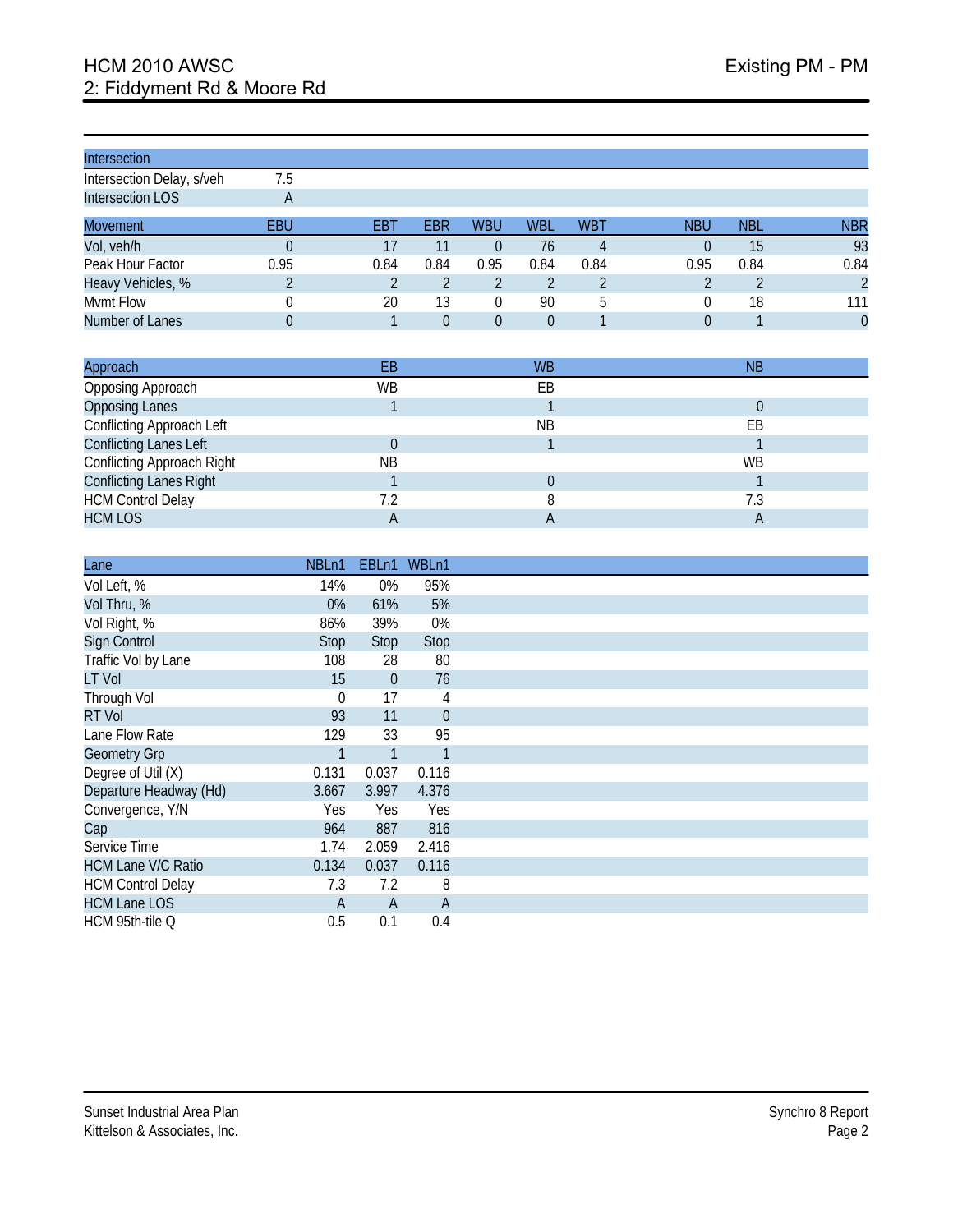# HCM 2010 AWSC

## 2: Fiddyment Rd & Moore Rd

Existing PM - PM

| Intersection | |
|---|---|
| Intersection Delay, s/veh | 7.5 |
| Intersection LOS | A |

| Movement | EBU | EBT | EBR | WBU | WBL | WBT | NBU | NBL | NBR |
|---|---|---|---|---|---|---|---|---|---|
| Vol, veh/h | 0 | 17 | 11 | 0 | 76 | 4 | 0 | 15 | 93 |
| Peak Hour Factor | 0.95 | 0.84 | 0.84 | 0.95 | 0.84 | 0.84 | 0.95 | 0.84 | 0.84 |
| Heavy Vehicles, % | 2 | 2 | 2 | 2 | 2 | 2 | 2 | 2 | 2 |
| Mvmt Flow | 0 | 20 | 13 | 0 | 90 | 5 | 0 | 18 | 111 |
| Number of Lanes | 0 | 1 | 0 | 0 | 0 | 1 | 0 | 1 | 0 |

| Approach | EB | WB | NB |
|---|---|---|---|
| Opposing Approach | WB | EB | |
| Opposing Lanes | 1 | 1 | 0 |
| Conflicting Approach Left | | NB | EB |
| Conflicting Lanes Left | 0 | 1 | 1 |
| Conflicting Approach Right | NB | | WB |
| Conflicting Lanes Right | 1 | 0 | 1 |
| HCM Control Delay | 7.2 | 8 | 7.3 |
| HCM LOS | A | A | A |

| Lane | NBLn1 | EBLn1 | WBLn1 |
|---|---|---|---|
| Vol Left, % | 14% | 0% | 95% |
| Vol Thru, % | 0% | 61% | 5% |
| Vol Right, % | 86% | 39% | 0% |
| Sign Control | Stop | Stop | Stop |
| Traffic Vol by Lane | 108 | 28 | 80 |
| LT Vol | 15 | 0 | 76 |
| Through Vol | 0 | 17 | 4 |
| RT Vol | 93 | 11 | 0 |
| Lane Flow Rate | 129 | 33 | 95 |
| Geometry Grp | 1 | 1 | 1 |
| Degree of Util (X) | 0.131 | 0.037 | 0.116 |
| Departure Headway (Hd) | 3.667 | 3.997 | 4.376 |
| Convergence, Y/N | Yes | Yes | Yes |
| Cap | 964 | 887 | 816 |
| Service Time | 1.74 | 2.059 | 2.416 |
| HCM Lane V/C Ratio | 0.134 | 0.037 | 0.116 |
| HCM Control Delay | 7.3 | 7.2 | 8 |
| HCM Lane LOS | A | A | A |
| HCM 95th-tile Q | 0.5 | 0.1 | 0.4 |

Sunset Industrial Area Plan
Kittelson & Associates, Inc.

Synchro 8 Report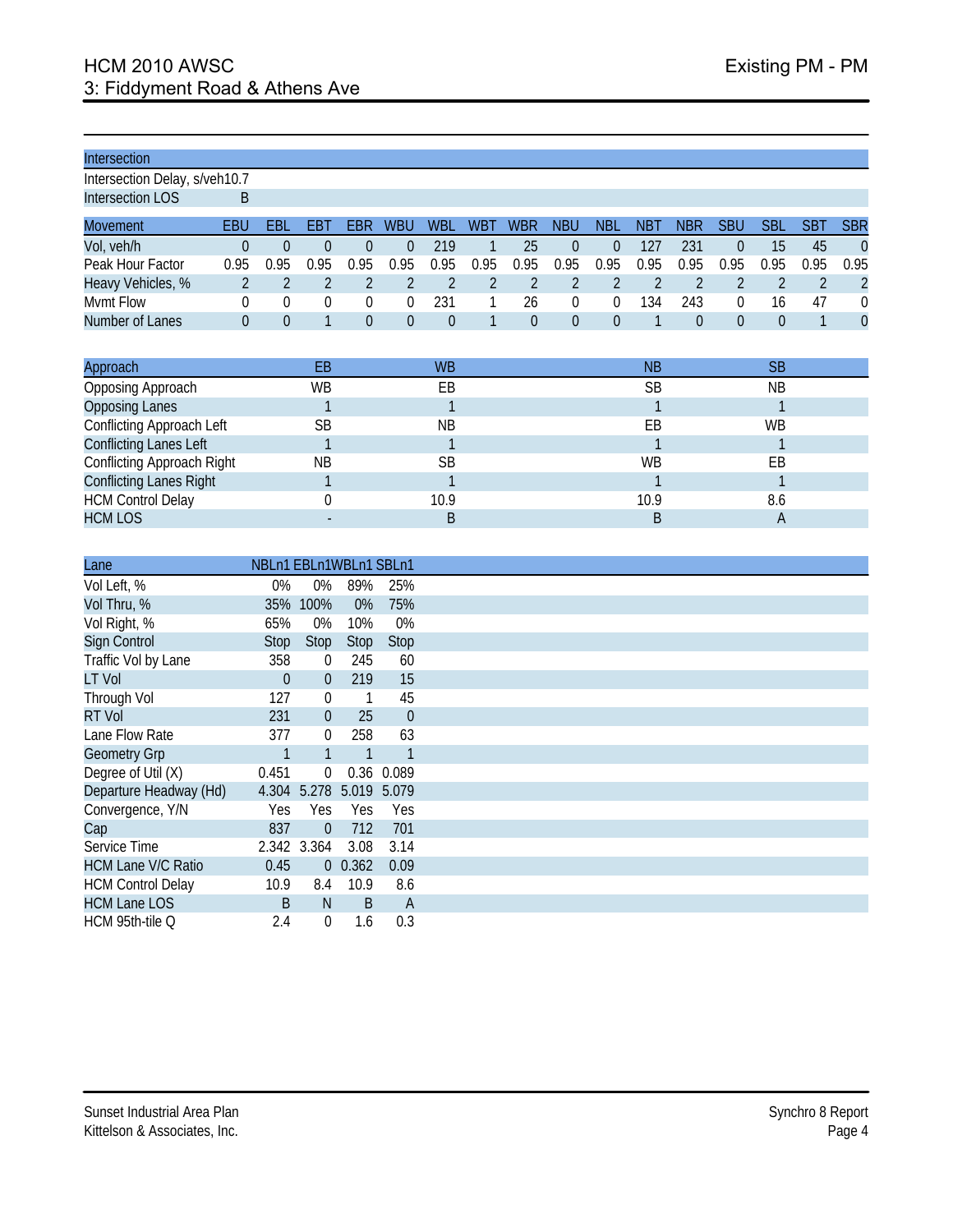# HCM 2010 AWSC
## 3: Fiddyment Road & Athens Ave

Existing PM - PM

| Intersection | |
|---|---|
| Intersection Delay, s/veh | 10.7 |
| Intersection LOS | B |

| Movement | EBU | EBL | EBT | EBR | WBU | WBL | WBT | WBR | NBU | NBL | NBT | NBR | SBU | SBL | SBT | SBR |
|---|---|---|---|---|---|---|---|---|---|---|---|---|---|---|---|---|
| Vol, veh/h | 0 | 0 | 0 | 0 | 0 | 219 | 1 | 25 | 0 | 0 | 127 | 231 | 0 | 15 | 45 | 0 |
| Peak Hour Factor | 0.95 | 0.95 | 0.95 | 0.95 | 0.95 | 0.95 | 0.95 | 0.95 | 0.95 | 0.95 | 0.95 | 0.95 | 0.95 | 0.95 | 0.95 | 0.95 |
| Heavy Vehicles, % | 2 | 2 | 2 | 2 | 2 | 2 | 2 | 2 | 2 | 2 | 2 | 2 | 2 | 2 | 2 | 2 |
| Mvmt Flow | 0 | 0 | 0 | 0 | 0 | 231 | 1 | 26 | 0 | 0 | 134 | 243 | 0 | 16 | 47 | 0 |
| Number of Lanes | 0 | 0 | 1 | 0 | 0 | 0 | 1 | 0 | 0 | 0 | 1 | 0 | 0 | 0 | 1 | 0 |

| Approach | EB | WB | NB | SB |
|---|---|---|---|---|
| Opposing Approach | WB | EB | SB | NB |
| Opposing Lanes | 1 | 1 | 1 | 1 |
| Conflicting Approach Left | SB | NB | EB | WB |
| Conflicting Lanes Left | 1 | 1 | 1 | 1 |
| Conflicting Approach Right | NB | SB | WB | EB |
| Conflicting Lanes Right | 1 | 1 | 1 | 1 |
| HCM Control Delay | 0 | 10.9 | 10.9 | 8.6 |
| HCM LOS | - | B | B | A |

| Lane | NBLn1 | EBLn1 | WBLn1 | SBLn1 |
|---|---|---|---|---|
| Vol Left, % | 0% | 0% | 89% | 25% |
| Vol Thru, % | 35% | 100% | 0% | 75% |
| Vol Right, % | 65% | 0% | 10% | 0% |
| Sign Control | Stop | Stop | Stop | Stop |
| Traffic Vol by Lane | 358 | 0 | 245 | 60 |
| LT Vol | 0 | 0 | 219 | 15 |
| Through Vol | 127 | 0 | 1 | 45 |
| RT Vol | 231 | 0 | 25 | 0 |
| Lane Flow Rate | 377 | 0 | 258 | 63 |
| Geometry Grp | 1 | 1 | 1 | 1 |
| Degree of Util (X) | 0.451 | 0 | 0.36 | 0.089 |
| Departure Headway (Hd) | 4.304 | 5.278 | 5.019 | 5.079 |
| Convergence, Y/N | Yes | Yes | Yes | Yes |
| Cap | 837 | 0 | 712 | 701 |
| Service Time | 2.342 | 3.364 | 3.08 | 3.14 |
| HCM Lane V/C Ratio | 0.45 | 0 | 0.362 | 0.09 |
| HCM Control Delay | 10.9 | 8.4 | 10.9 | 8.6 |
| HCM Lane LOS | B | N | B | A |
| HCM 95th-tile Q | 2.4 | 0 | 1.6 | 0.3 |